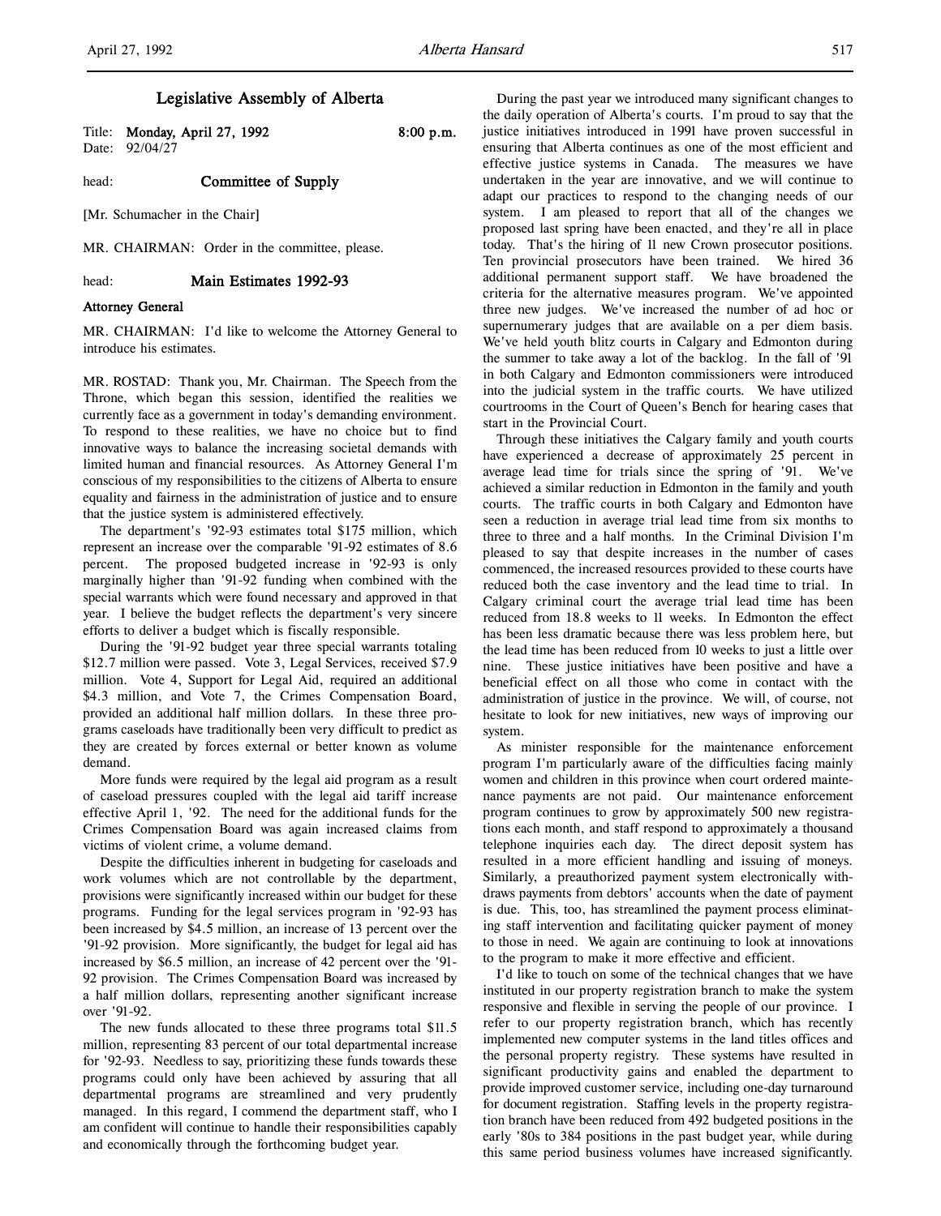# Legislative Assembly of Alberta

Title: **Monday, April 27, 1992** **8:00 p.m.**
Date: 92/04/27

head: **Committee of Supply**

[Mr. Schumacher in the Chair]

MR. CHAIRMAN: Order in the committee, please.

head: **Main Estimates 1992-93**

**Attorney General**

MR. CHAIRMAN: I'd like to welcome the Attorney General to introduce his estimates.

MR. ROSTAD: Thank you, Mr. Chairman. The Speech from the Throne, which began this session, identified the realities we currently face as a government in today's demanding environment. To respond to these realities, we have no choice but to find innovative ways to balance the increasing societal demands with limited human and financial resources. As Attorney General I'm conscious of my responsibilities to the citizens of Alberta to ensure equality and fairness in the administration of justice and to ensure that the justice system is administered effectively.

The department's '92-93 estimates total $175 million, which represent an increase over the comparable '91-92 estimates of 8.6 percent. The proposed budgeted increase in '92-93 is only marginally higher than '91-92 funding when combined with the special warrants which were found necessary and approved in that year. I believe the budget reflects the department's very sincere efforts to deliver a budget which is fiscally responsible.

During the '91-92 budget year three special warrants totaling $12.7 million were passed. Vote 3, Legal Services, received $7.9 million. Vote 4, Support for Legal Aid, required an additional $4.3 million, and Vote 7, the Crimes Compensation Board, provided an additional half million dollars. In these three programs caseloads have traditionally been very difficult to predict as they are created by forces external or better known as volume demand.

More funds were required by the legal aid program as a result of caseload pressures coupled with the legal aid tariff increase effective April 1, '92. The need for the additional funds for the Crimes Compensation Board was again increased claims from victims of violent crime, a volume demand.

Despite the difficulties inherent in budgeting for caseloads and work volumes which are not controllable by the department, provisions were significantly increased within our budget for these programs. Funding for the legal services program in '92-93 has been increased by $4.5 million, an increase of 13 percent over the '91-92 provision. More significantly, the budget for legal aid has increased by $6.5 million, an increase of 42 percent over the '91-92 provision. The Crimes Compensation Board was increased by a half million dollars, representing another significant increase over '91-92.

The new funds allocated to these three programs total $11.5 million, representing 83 percent of our total departmental increase for '92-93. Needless to say, prioritizing these funds towards these programs could only have been achieved by assuring that all departmental programs are streamlined and very prudently managed. In this regard, I commend the department staff, who I am confident will continue to handle their responsibilities capably and economically through the forthcoming budget year.

During the past year we introduced many significant changes to the daily operation of Alberta's courts. I'm proud to say that the justice initiatives introduced in 1991 have proven successful in ensuring that Alberta continues as one of the most efficient and effective justice systems in Canada. The measures we have undertaken in the year are innovative, and we will continue to adapt our practices to respond to the changing needs of our system. I am pleased to report that all of the changes we proposed last spring have been enacted, and they're all in place today. That's the hiring of 11 new Crown prosecutor positions. Ten provincial prosecutors have been trained. We hired 36 additional permanent support staff. We have broadened the criteria for the alternative measures program. We've appointed three new judges. We've increased the number of ad hoc or supernumerary judges that are available on a per diem basis. We've held youth blitz courts in Calgary and Edmonton during the summer to take away a lot of the backlog. In the fall of '91 in both Calgary and Edmonton commissioners were introduced into the judicial system in the traffic courts. We have utilized courtrooms in the Court of Queen's Bench for hearing cases that start in the Provincial Court.

Through these initiatives the Calgary family and youth courts have experienced a decrease of approximately 25 percent in average lead time for trials since the spring of '91. We've achieved a similar reduction in Edmonton in the family and youth courts. The traffic courts in both Calgary and Edmonton have seen a reduction in average trial lead time from six months to three to three and a half months. In the Criminal Division I'm pleased to say that despite increases in the number of cases commenced, the increased resources provided to these courts have reduced both the case inventory and the lead time to trial. In Calgary criminal court the average trial lead time has been reduced from 18.8 weeks to 11 weeks. In Edmonton the effect has been less dramatic because there was less problem here, but the lead time has been reduced from 10 weeks to just a little over nine. These justice initiatives have been positive and have a beneficial effect on all those who come in contact with the administration of justice in the province. We will, of course, not hesitate to look for new initiatives, new ways of improving our system.

As minister responsible for the maintenance enforcement program I'm particularly aware of the difficulties facing mainly women and children in this province when court ordered maintenance payments are not paid. Our maintenance enforcement program continues to grow by approximately 500 new registrations each month, and staff respond to approximately a thousand telephone inquiries each day. The direct deposit system has resulted in a more efficient handling and issuing of moneys. Similarly, a preauthorized payment system electronically withdraws payments from debtors' accounts when the date of payment is due. This, too, has streamlined the payment process eliminating staff intervention and facilitating quicker payment of money to those in need. We again are continuing to look at innovations to the program to make it more effective and efficient.

I'd like to touch on some of the technical changes that we have instituted in our property registration branch to make the system responsive and flexible in serving the people of our province. I refer to our property registration branch, which has recently implemented new computer systems in the land titles offices and the personal property registry. These systems have resulted in significant productivity gains and enabled the department to provide improved customer service, including one-day turnaround for document registration. Staffing levels in the property registration branch have been reduced from 492 budgeted positions in the early '80s to 384 positions in the past budget year, while during this same period business volumes have increased significantly.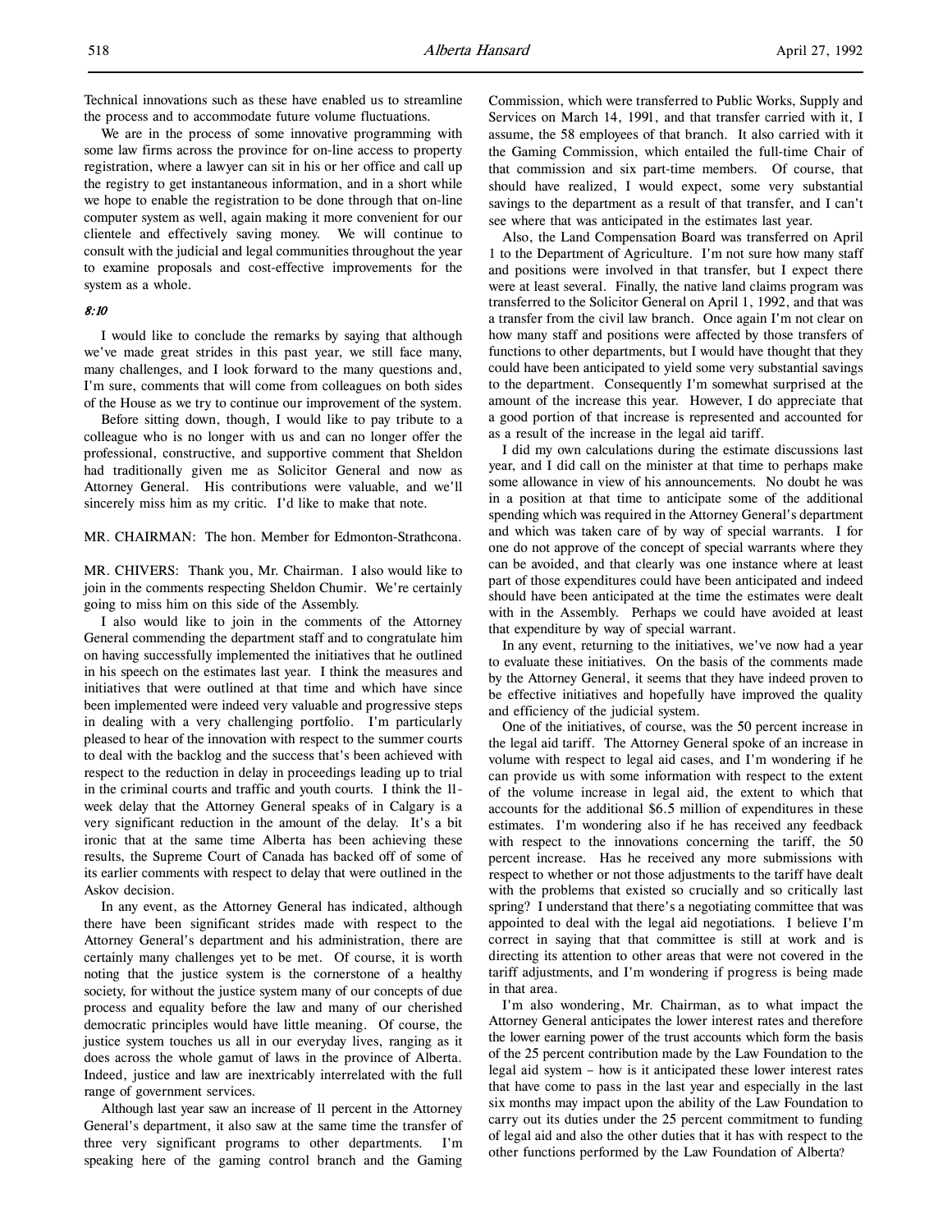Technical innovations such as these have enabled us to streamline the process and to accommodate future volume fluctuations.

We are in the process of some innovative programming with some law firms across the province for on-line access to property registration, where a lawyer can sit in his or her office and call up the registry to get instantaneous information, and in a short while we hope to enable the registration to be done through that on-line computer system as well, again making it more convenient for our clientele and effectively saving money. We will continue to consult with the judicial and legal communities throughout the year to examine proposals and cost-effective improvements for the system as a whole.

*8:10*

I would like to conclude the remarks by saying that although we've made great strides in this past year, we still face many, many challenges, and I look forward to the many questions and, I'm sure, comments that will come from colleagues on both sides of the House as we try to continue our improvement of the system.

Before sitting down, though, I would like to pay tribute to a colleague who is no longer with us and can no longer offer the professional, constructive, and supportive comment that Sheldon had traditionally given me as Solicitor General and now as Attorney General. His contributions were valuable, and we'll sincerely miss him as my critic. I'd like to make that note.

MR. CHAIRMAN: The hon. Member for Edmonton-Strathcona.

MR. CHIVERS: Thank you, Mr. Chairman. I also would like to join in the comments respecting Sheldon Chumir. We're certainly going to miss him on this side of the Assembly.

I also would like to join in the comments of the Attorney General commending the department staff and to congratulate him on having successfully implemented the initiatives that he outlined in his speech on the estimates last year. I think the measures and initiatives that were outlined at that time and which have since been implemented were indeed very valuable and progressive steps in dealing with a very challenging portfolio. I'm particularly pleased to hear of the innovation with respect to the summer courts to deal with the backlog and the success that's been achieved with respect to the reduction in delay in proceedings leading up to trial in the criminal courts and traffic and youth courts. I think the 11-week delay that the Attorney General speaks of in Calgary is a very significant reduction in the amount of the delay. It's a bit ironic that at the same time Alberta has been achieving these results, the Supreme Court of Canada has backed off of some of its earlier comments with respect to delay that were outlined in the Askov decision.

In any event, as the Attorney General has indicated, although there have been significant strides made with respect to the Attorney General's department and his administration, there are certainly many challenges yet to be met. Of course, it is worth noting that the justice system is the cornerstone of a healthy society, for without the justice system many of our concepts of due process and equality before the law and many of our cherished democratic principles would have little meaning. Of course, the justice system touches us all in our everyday lives, ranging as it does across the whole gamut of laws in the province of Alberta. Indeed, justice and law are inextricably interrelated with the full range of government services.

Although last year saw an increase of 11 percent in the Attorney General's department, it also saw at the same time the transfer of three very significant programs to other departments. I'm speaking here of the gaming control branch and the Gaming Commission, which were transferred to Public Works, Supply and Services on March 14, 1991, and that transfer carried with it, I assume, the 58 employees of that branch. It also carried with it the Gaming Commission, which entailed the full-time Chair of that commission and six part-time members. Of course, that should have realized, I would expect, some very substantial savings to the department as a result of that transfer, and I can't see where that was anticipated in the estimates last year.

Also, the Land Compensation Board was transferred on April 1 to the Department of Agriculture. I'm not sure how many staff and positions were involved in that transfer, but I expect there were at least several. Finally, the native land claims program was transferred to the Solicitor General on April 1, 1992, and that was a transfer from the civil law branch. Once again I'm not clear on how many staff and positions were affected by those transfers of functions to other departments, but I would have thought that they could have been anticipated to yield some very substantial savings to the department. Consequently I'm somewhat surprised at the amount of the increase this year. However, I do appreciate that a good portion of that increase is represented and accounted for as a result of the increase in the legal aid tariff.

I did my own calculations during the estimate discussions last year, and I did call on the minister at that time to perhaps make some allowance in view of his announcements. No doubt he was in a position at that time to anticipate some of the additional spending which was required in the Attorney General's department and which was taken care of by way of special warrants. I for one do not approve of the concept of special warrants where they can be avoided, and that clearly was one instance where at least part of those expenditures could have been anticipated and indeed should have been anticipated at the time the estimates were dealt with in the Assembly. Perhaps we could have avoided at least that expenditure by way of special warrant.

In any event, returning to the initiatives, we've now had a year to evaluate these initiatives. On the basis of the comments made by the Attorney General, it seems that they have indeed proven to be effective initiatives and hopefully have improved the quality and efficiency of the judicial system.

One of the initiatives, of course, was the 50 percent increase in the legal aid tariff. The Attorney General spoke of an increase in volume with respect to legal aid cases, and I'm wondering if he can provide us with some information with respect to the extent of the volume increase in legal aid, the extent to which that accounts for the additional $6.5 million of expenditures in these estimates. I'm wondering also if he has received any feedback with respect to the innovations concerning the tariff, the 50 percent increase. Has he received any more submissions with respect to whether or not those adjustments to the tariff have dealt with the problems that existed so crucially and so critically last spring? I understand that there's a negotiating committee that was appointed to deal with the legal aid negotiations. I believe I'm correct in saying that that committee is still at work and is directing its attention to other areas that were not covered in the tariff adjustments, and I'm wondering if progress is being made in that area.

I'm also wondering, Mr. Chairman, as to what impact the Attorney General anticipates the lower interest rates and therefore the lower earning power of the trust accounts which form the basis of the 25 percent contribution made by the Law Foundation to the legal aid system – how is it anticipated these lower interest rates that have come to pass in the last year and especially in the last six months may impact upon the ability of the Law Foundation to carry out its duties under the 25 percent commitment to funding of legal aid and also the other duties that it has with respect to the other functions performed by the Law Foundation of Alberta?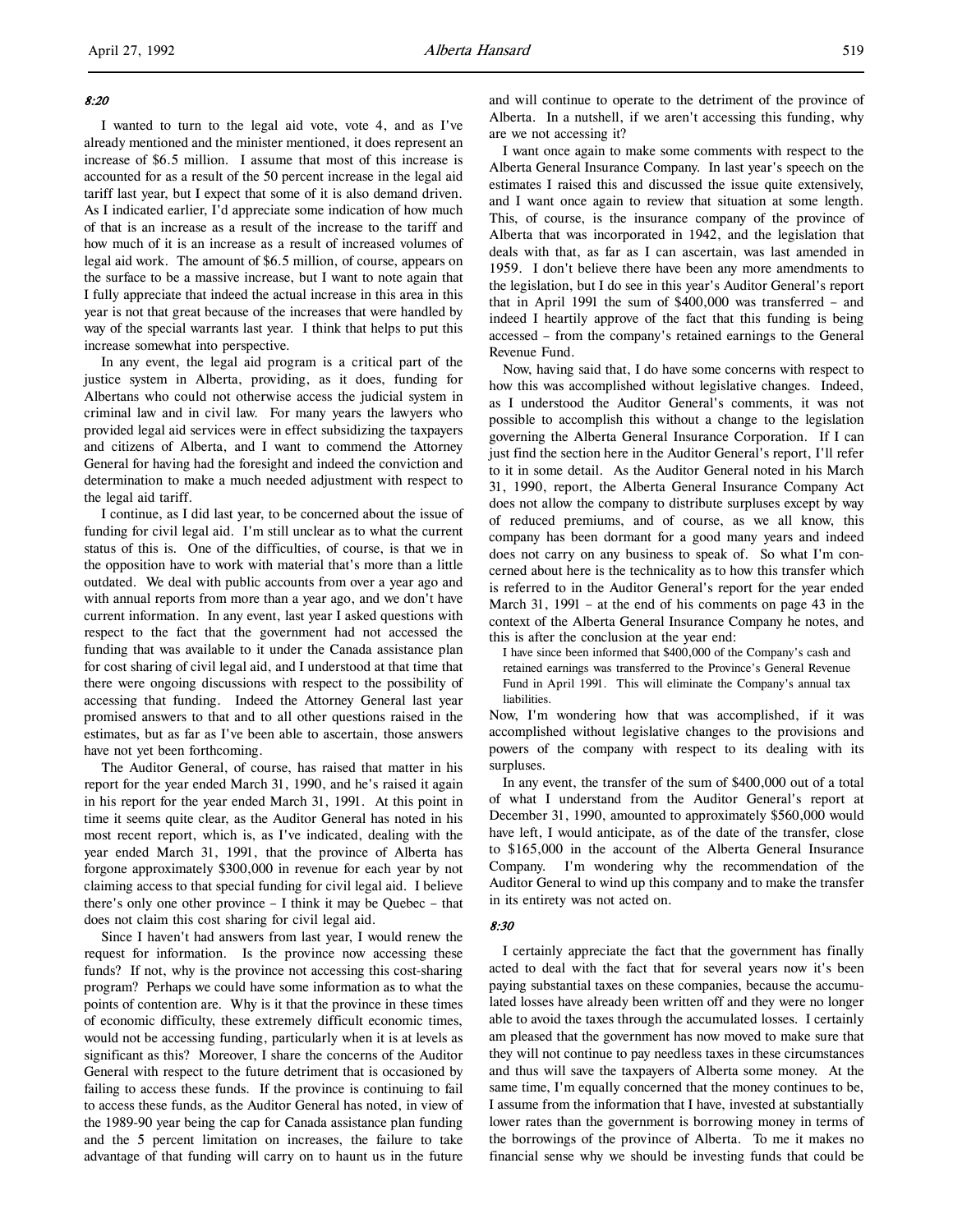*8:20*

I wanted to turn to the legal aid vote, vote 4, and as I've already mentioned and the minister mentioned, it does represent an increase of $6.5 million. I assume that most of this increase is accounted for as a result of the 50 percent increase in the legal aid tariff last year, but I expect that some of it is also demand driven. As I indicated earlier, I'd appreciate some indication of how much of that is an increase as a result of the increase to the tariff and how much of it is an increase as a result of increased volumes of legal aid work. The amount of $6.5 million, of course, appears on the surface to be a massive increase, but I want to note again that I fully appreciate that indeed the actual increase in this area in this year is not that great because of the increases that were handled by way of the special warrants last year. I think that helps to put this increase somewhat into perspective.

In any event, the legal aid program is a critical part of the justice system in Alberta, providing, as it does, funding for Albertans who could not otherwise access the judicial system in criminal law and in civil law. For many years the lawyers who provided legal aid services were in effect subsidizing the taxpayers and citizens of Alberta, and I want to commend the Attorney General for having had the foresight and indeed the conviction and determination to make a much needed adjustment with respect to the legal aid tariff.

I continue, as I did last year, to be concerned about the issue of funding for civil legal aid. I'm still unclear as to what the current status of this is. One of the difficulties, of course, is that we in the opposition have to work with material that's more than a little outdated. We deal with public accounts from over a year ago and with annual reports from more than a year ago, and we don't have current information. In any event, last year I asked questions with respect to the fact that the government had not accessed the funding that was available to it under the Canada assistance plan for cost sharing of civil legal aid, and I understood at that time that there were ongoing discussions with respect to the possibility of accessing that funding. Indeed the Attorney General last year promised answers to that and to all other questions raised in the estimates, but as far as I've been able to ascertain, those answers have not yet been forthcoming.

The Auditor General, of course, has raised that matter in his report for the year ended March 31, 1990, and he's raised it again in his report for the year ended March 31, 1991. At this point in time it seems quite clear, as the Auditor General has noted in his most recent report, which is, as I've indicated, dealing with the year ended March 31, 1991, that the province of Alberta has forgone approximately $300,000 in revenue for each year by not claiming access to that special funding for civil legal aid. I believe there's only one other province – I think it may be Quebec – that does not claim this cost sharing for civil legal aid.

Since I haven't had answers from last year, I would renew the request for information. Is the province now accessing these funds? If not, why is the province not accessing this cost-sharing program? Perhaps we could have some information as to what the points of contention are. Why is it that the province in these times of economic difficulty, these extremely difficult economic times, would not be accessing funding, particularly when it is at levels as significant as this? Moreover, I share the concerns of the Auditor General with respect to the future detriment that is occasioned by failing to access these funds. If the province is continuing to fail to access these funds, as the Auditor General has noted, in view of the 1989-90 year being the cap for Canada assistance plan funding and the 5 percent limitation on increases, the failure to take advantage of that funding will carry on to haunt us in the future and will continue to operate to the detriment of the province of Alberta. In a nutshell, if we aren't accessing this funding, why are we not accessing it?

I want once again to make some comments with respect to the Alberta General Insurance Company. In last year's speech on the estimates I raised this and discussed the issue quite extensively, and I want once again to review that situation at some length. This, of course, is the insurance company of the province of Alberta that was incorporated in 1942, and the legislation that deals with that, as far as I can ascertain, was last amended in 1959. I don't believe there have been any more amendments to the legislation, but I do see in this year's Auditor General's report that in April 1991 the sum of $400,000 was transferred – and indeed I heartily approve of the fact that this funding is being accessed – from the company's retained earnings to the General Revenue Fund.

Now, having said that, I do have some concerns with respect to how this was accomplished without legislative changes. Indeed, as I understood the Auditor General's comments, it was not possible to accomplish this without a change to the legislation governing the Alberta General Insurance Corporation. If I can just find the section here in the Auditor General's report, I'll refer to it in some detail. As the Auditor General noted in his March 31, 1990, report, the Alberta General Insurance Company Act does not allow the company to distribute surpluses except by way of reduced premiums, and of course, as we all know, this company has been dormant for a good many years and indeed does not carry on any business to speak of. So what I'm concerned about here is the technicality as to how this transfer which is referred to in the Auditor General's report for the year ended March 31, 1991 – at the end of his comments on page 43 in the context of the Alberta General Insurance Company he notes, and this is after the conclusion at the year end:

> I have since been informed that $400,000 of the Company's cash and retained earnings was transferred to the Province's General Revenue Fund in April 1991. This will eliminate the Company's annual tax liabilities.

Now, I'm wondering how that was accomplished, if it was accomplished without legislative changes to the provisions and powers of the company with respect to its dealing with its surpluses.

In any event, the transfer of the sum of $400,000 out of a total of what I understand from the Auditor General's report at December 31, 1990, amounted to approximately $560,000 would have left, I would anticipate, as of the date of the transfer, close to $165,000 in the account of the Alberta General Insurance Company. I'm wondering why the recommendation of the Auditor General to wind up this company and to make the transfer in its entirety was not acted on.

*8:30*

I certainly appreciate the fact that the government has finally acted to deal with the fact that for several years now it's been paying substantial taxes on these companies, because the accumulated losses have already been written off and they were no longer able to avoid the taxes through the accumulated losses. I certainly am pleased that the government has now moved to make sure that they will not continue to pay needless taxes in these circumstances and thus will save the taxpayers of Alberta some money. At the same time, I'm equally concerned that the money continues to be, I assume from the information that I have, invested at substantially lower rates than the government is borrowing money in terms of the borrowings of the province of Alberta. To me it makes no financial sense why we should be investing funds that could be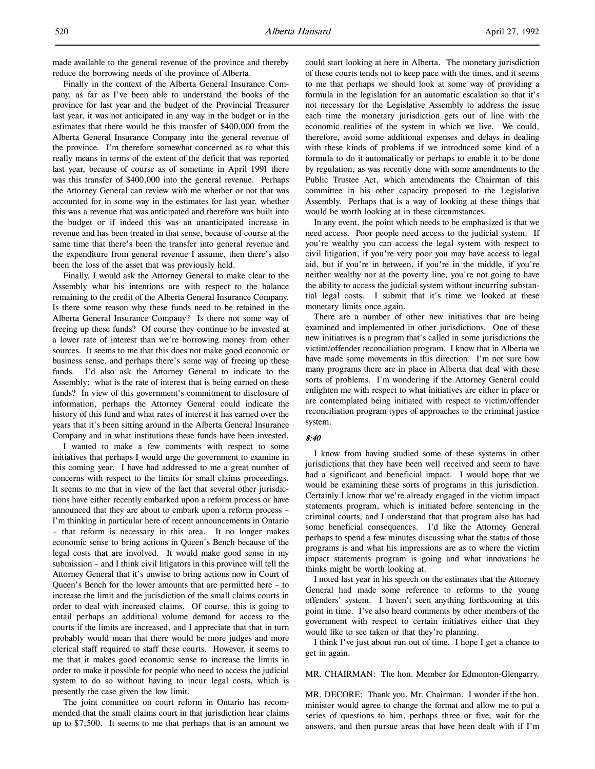made available to the general revenue of the province and thereby reduce the borrowing needs of the province of Alberta.

Finally in the context of the Alberta General Insurance Company, as far as I've been able to understand the books of the province for last year and the budget of the Provincial Treasurer last year, it was not anticipated in any way in the budget or in the estimates that there would be this transfer of $400,000 from the Alberta General Insurance Company into the general revenue of the province. I'm therefore somewhat concerned as to what this really means in terms of the extent of the deficit that was reported last year, because of course as of sometime in April 1991 there was this transfer of $400,000 into the general revenue. Perhaps the Attorney General can review with me whether or not that was accounted for in some way in the estimates for last year, whether this was a revenue that was anticipated and therefore was built into the budget or if indeed this was an unanticipated increase in revenue and has been treated in that sense, because of course at the same time that there's been the transfer into general revenue and the expenditure from general revenue I assume, then there's also been the loss of the asset that was previously held.

Finally, I would ask the Attorney General to make clear to the Assembly what his intentions are with respect to the balance remaining to the credit of the Alberta General Insurance Company. Is there some reason why these funds need to be retained in the Alberta General Insurance Company? Is there not some way of freeing up these funds? Of course they continue to be invested at a lower rate of interest than we're borrowing money from other sources. It seems to me that this does not make good economic or business sense, and perhaps there's some way of freeing up these funds. I'd also ask the Attorney General to indicate to the Assembly: what is the rate of interest that is being earned on these funds? In view of this government's commitment to disclosure of information, perhaps the Attorney General could indicate the history of this fund and what rates of interest it has earned over the years that it's been sitting around in the Alberta General Insurance Company and in what institutions these funds have been invested.

I wanted to make a few comments with respect to some initiatives that perhaps I would urge the government to examine in this coming year. I have had addressed to me a great number of concerns with respect to the limits for small claims proceedings. It seems to me that in view of the fact that several other jurisdictions have either recently embarked upon a reform process or have announced that they are about to embark upon a reform process – I'm thinking in particular here of recent announcements in Ontario – that reform is necessary in this area. It no longer makes economic sense to bring actions in Queen's Bench because of the legal costs that are involved. It would make good sense in my submission – and I think civil litigators in this province will tell the Attorney General that it's unwise to bring actions now in Court of Queen's Bench for the lower amounts that are permitted here – to increase the limit and the jurisdiction of the small claims courts in order to deal with increased claims. Of course, this is going to entail perhaps an additional volume demand for access to the courts if the limits are increased, and I appreciate that that in turn probably would mean that there would be more judges and more clerical staff required to staff these courts. However, it seems to me that it makes good economic sense to increase the limits in order to make it possible for people who need to access the judicial system to do so without having to incur legal costs, which is presently the case given the low limit.

The joint committee on court reform in Ontario has recommended that the small claims court in that jurisdiction hear claims up to $7,500. It seems to me that perhaps that is an amount we could start looking at here in Alberta. The monetary jurisdiction of these courts tends not to keep pace with the times, and it seems to me that perhaps we should look at some way of providing a formula in the legislation for an automatic escalation so that it's not necessary for the Legislative Assembly to address the issue each time the monetary jurisdiction gets out of line with the economic realities of the system in which we live. We could, therefore, avoid some additional expenses and delays in dealing with these kinds of problems if we introduced some kind of a formula to do it automatically or perhaps to enable it to be done by regulation, as was recently done with some amendments to the Public Trustee Act, which amendments the Chairman of this committee in his other capacity proposed to the Legislative Assembly. Perhaps that is a way of looking at these things that would be worth looking at in these circumstances.

In any event, the point which needs to be emphasized is that we need access. Poor people need access to the judicial system. If you're wealthy you can access the legal system with respect to civil litigation, if you're very poor you may have access to legal aid, but if you're in between, if you're in the middle, if you're neither wealthy nor at the poverty line, you're not going to have the ability to access the judicial system without incurring substantial legal costs. I submit that it's time we looked at these monetary limits once again.

There are a number of other new initiatives that are being examined and implemented in other jurisdictions. One of these new initiatives is a program that's called in some jurisdictions the victim/offender reconciliation program. I know that in Alberta we have made some movements in this direction. I'm not sure how many programs there are in place in Alberta that deal with these sorts of problems. I'm wondering if the Attorney General could enlighten me with respect to what initiatives are either in place or are contemplated being initiated with respect to victim/offender reconciliation program types of approaches to the criminal justice system.

*8:40*

I know from having studied some of these systems in other jurisdictions that they have been well received and seem to have had a significant and beneficial impact. I would hope that we would be examining these sorts of programs in this jurisdiction. Certainly I know that we're already engaged in the victim impact statements program, which is initiated before sentencing in the criminal courts, and I understand that that program also has had some beneficial consequences. I'd like the Attorney General perhaps to spend a few minutes discussing what the status of those programs is and what his impressions are as to where the victim impact statements program is going and what innovations he thinks might be worth looking at.

I noted last year in his speech on the estimates that the Attorney General had made some reference to reforms to the young offenders' system. I haven't seen anything forthcoming at this point in time. I've also heard comments by other members of the government with respect to certain initiatives either that they would like to see taken or that they're planning.

I think I've just about run out of time. I hope I get a chance to get in again.

MR. CHAIRMAN: The hon. Member for Edmonton-Glengarry.

MR. DECORE: Thank you, Mr. Chairman. I wonder if the hon. minister would agree to change the format and allow me to put a series of questions to him, perhaps three or five, wait for the answers, and then pursue areas that have been dealt with if I'm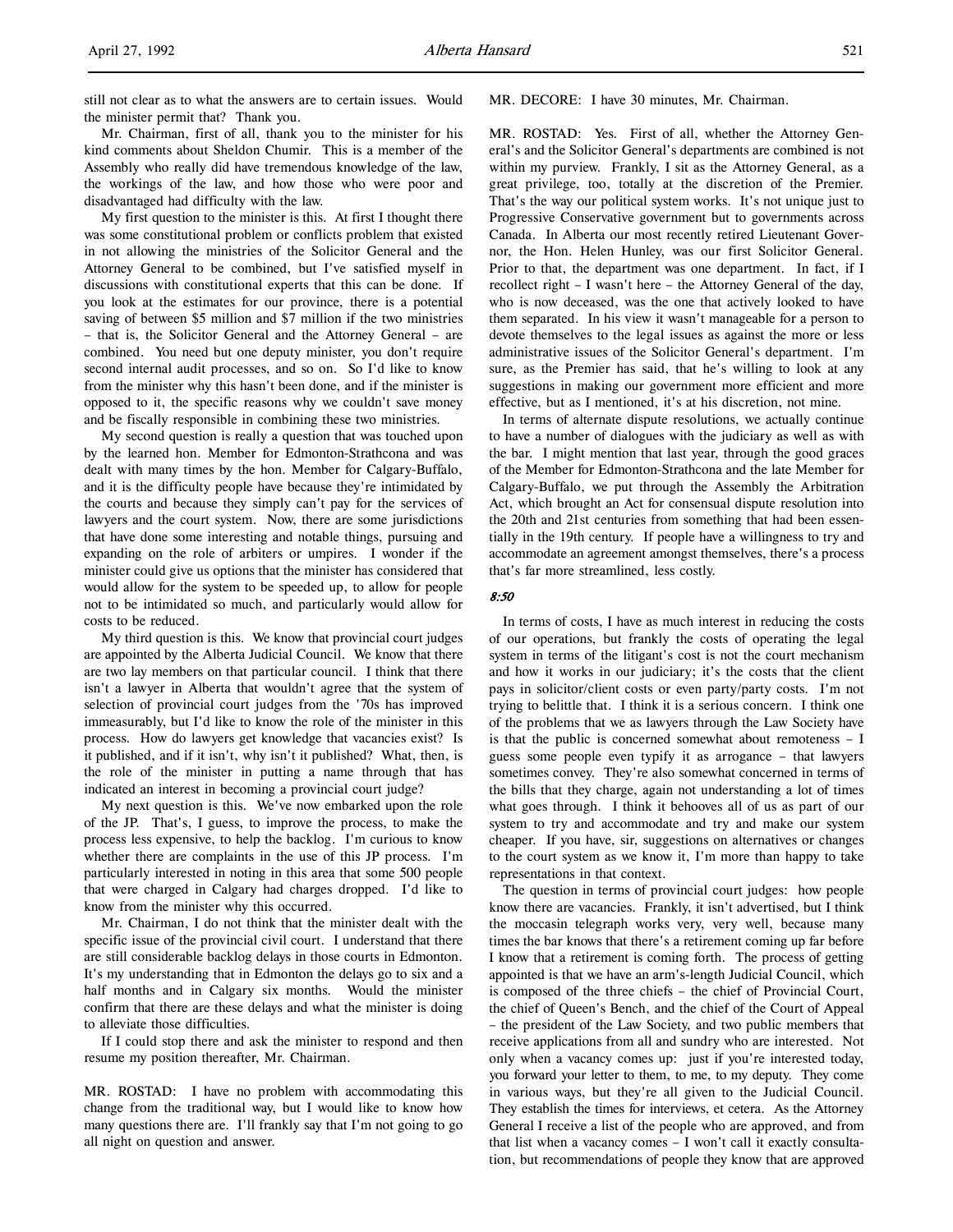still not clear as to what the answers are to certain issues. Would the minister permit that? Thank you.

Mr. Chairman, first of all, thank you to the minister for his kind comments about Sheldon Chumir. This is a member of the Assembly who really did have tremendous knowledge of the law, the workings of the law, and how those who were poor and disadvantaged had difficulty with the law.

My first question to the minister is this. At first I thought there was some constitutional problem or conflicts problem that existed in not allowing the ministries of the Solicitor General and the Attorney General to be combined, but I've satisfied myself in discussions with constitutional experts that this can be done. If you look at the estimates for our province, there is a potential saving of between $5 million and $7 million if the two ministries – that is, the Solicitor General and the Attorney General – are combined. You need but one deputy minister, you don't require second internal audit processes, and so on. So I'd like to know from the minister why this hasn't been done, and if the minister is opposed to it, the specific reasons why we couldn't save money and be fiscally responsible in combining these two ministries.

My second question is really a question that was touched upon by the learned hon. Member for Edmonton-Strathcona and was dealt with many times by the hon. Member for Calgary-Buffalo, and it is the difficulty people have because they're intimidated by the courts and because they simply can't pay for the services of lawyers and the court system. Now, there are some jurisdictions that have done some interesting and notable things, pursuing and expanding on the role of arbiters or umpires. I wonder if the minister could give us options that the minister has considered that would allow for the system to be speeded up, to allow for people not to be intimidated so much, and particularly would allow for costs to be reduced.

My third question is this. We know that provincial court judges are appointed by the Alberta Judicial Council. We know that there are two lay members on that particular council. I think that there isn't a lawyer in Alberta that wouldn't agree that the system of selection of provincial court judges from the '70s has improved immeasurably, but I'd like to know the role of the minister in this process. How do lawyers get knowledge that vacancies exist? Is it published, and if it isn't, why isn't it published? What, then, is the role of the minister in putting a name through that has indicated an interest in becoming a provincial court judge?

My next question is this. We've now embarked upon the role of the JP. That's, I guess, to improve the process, to make the process less expensive, to help the backlog. I'm curious to know whether there are complaints in the use of this JP process. I'm particularly interested in noting in this area that some 500 people that were charged in Calgary had charges dropped. I'd like to know from the minister why this occurred.

Mr. Chairman, I do not think that the minister dealt with the specific issue of the provincial civil court. I understand that there are still considerable backlog delays in those courts in Edmonton. It's my understanding that in Edmonton the delays go to six and a half months and in Calgary six months. Would the minister confirm that there are these delays and what the minister is doing to alleviate those difficulties.

If I could stop there and ask the minister to respond and then resume my position thereafter, Mr. Chairman.

MR. ROSTAD: I have no problem with accommodating this change from the traditional way, but I would like to know how many questions there are. I'll frankly say that I'm not going to go all night on question and answer.

MR. DECORE: I have 30 minutes, Mr. Chairman.

MR. ROSTAD: Yes. First of all, whether the Attorney General's and the Solicitor General's departments are combined is not within my purview. Frankly, I sit as the Attorney General, as a great privilege, too, totally at the discretion of the Premier. That's the way our political system works. It's not unique just to Progressive Conservative government but to governments across Canada. In Alberta our most recently retired Lieutenant Governor, the Hon. Helen Hunley, was our first Solicitor General. Prior to that, the department was one department. In fact, if I recollect right – I wasn't here – the Attorney General of the day, who is now deceased, was the one that actively looked to have them separated. In his view it wasn't manageable for a person to devote themselves to the legal issues as against the more or less administrative issues of the Solicitor General's department. I'm sure, as the Premier has said, that he's willing to look at any suggestions in making our government more efficient and more effective, but as I mentioned, it's at his discretion, not mine.

In terms of alternate dispute resolutions, we actually continue to have a number of dialogues with the judiciary as well as with the bar. I might mention that last year, through the good graces of the Member for Edmonton-Strathcona and the late Member for Calgary-Buffalo, we put through the Assembly the Arbitration Act, which brought an Act for consensual dispute resolution into the 20th and 21st centuries from something that had been essentially in the 19th century. If people have a willingness to try and accommodate an agreement amongst themselves, there's a process that's far more streamlined, less costly.

*8:50*

In terms of costs, I have as much interest in reducing the costs of our operations, but frankly the costs of operating the legal system in terms of the litigant's cost is not the court mechanism and how it works in our judiciary; it's the costs that the client pays in solicitor/client costs or even party/party costs. I'm not trying to belittle that. I think it is a serious concern. I think one of the problems that we as lawyers through the Law Society have is that the public is concerned somewhat about remoteness – I guess some people even typify it as arrogance – that lawyers sometimes convey. They're also somewhat concerned in terms of the bills that they charge, again not understanding a lot of times what goes through. I think it behooves all of us as part of our system to try and accommodate and try and make our system cheaper. If you have, sir, suggestions on alternatives or changes to the court system as we know it, I'm more than happy to take representations in that context.

The question in terms of provincial court judges: how people know there are vacancies. Frankly, it isn't advertised, but I think the moccasin telegraph works very, very well, because many times the bar knows that there's a retirement coming up far before I know that a retirement is coming forth. The process of getting appointed is that we have an arm's-length Judicial Council, which is composed of the three chiefs – the chief of Provincial Court, the chief of Queen's Bench, and the chief of the Court of Appeal – the president of the Law Society, and two public members that receive applications from all and sundry who are interested. Not only when a vacancy comes up: just if you're interested today, you forward your letter to them, to me, to my deputy. They come in various ways, but they're all given to the Judicial Council. They establish the times for interviews, et cetera. As the Attorney General I receive a list of the people who are approved, and from that list when a vacancy comes – I won't call it exactly consultation, but recommendations of people they know that are approved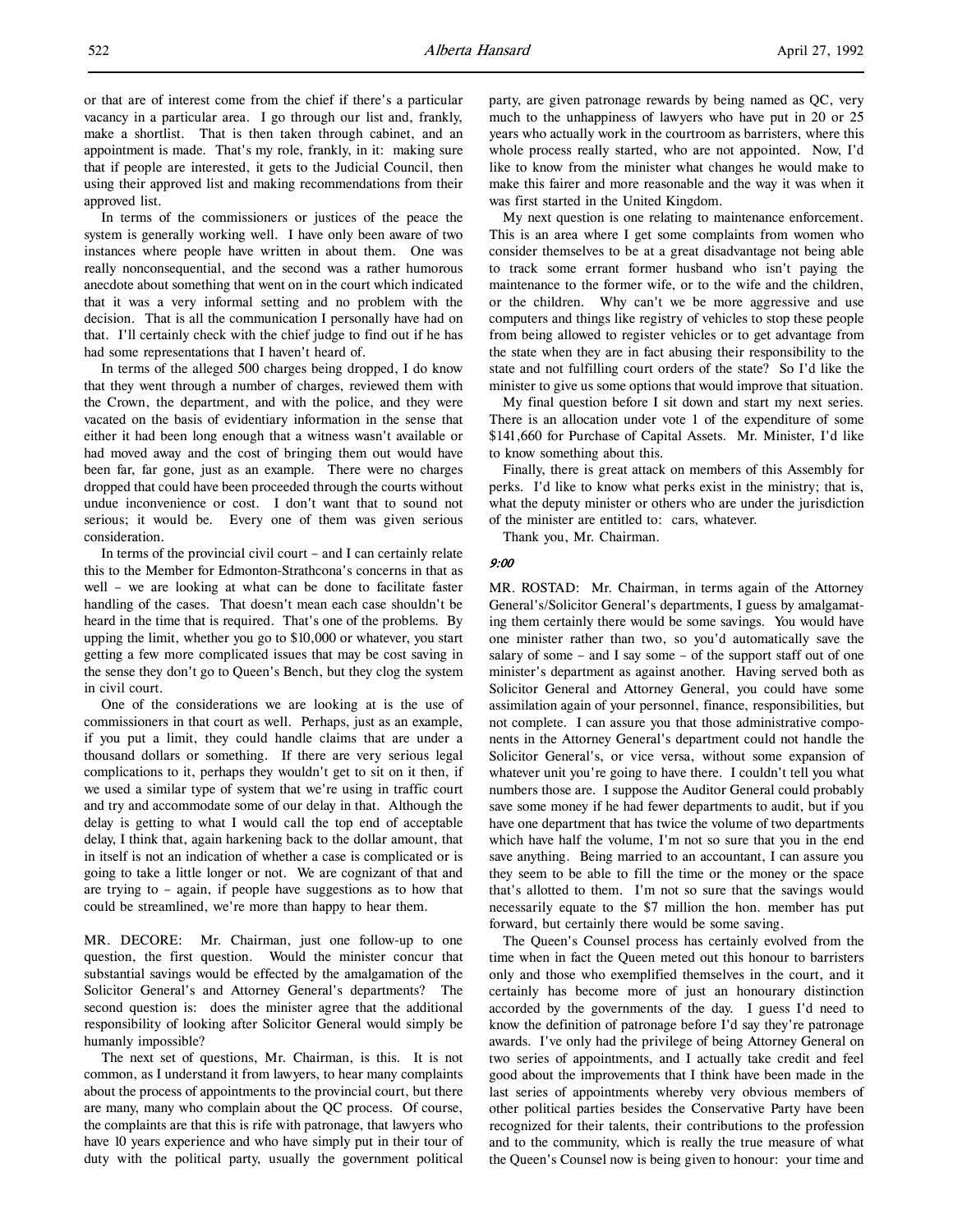or that are of interest come from the chief if there's a particular vacancy in a particular area. I go through our list and, frankly, make a shortlist. That is then taken through cabinet, and an appointment is made. That's my role, frankly, in it: making sure that if people are interested, it gets to the Judicial Council, then using their approved list and making recommendations from their approved list.

In terms of the commissioners or justices of the peace the system is generally working well. I have only been aware of two instances where people have written in about them. One was really nonconsequential, and the second was a rather humorous anecdote about something that went on in the court which indicated that it was a very informal setting and no problem with the decision. That is all the communication I personally have had on that. I'll certainly check with the chief judge to find out if he has had some representations that I haven't heard of.

In terms of the alleged 500 charges being dropped, I do know that they went through a number of charges, reviewed them with the Crown, the department, and with the police, and they were vacated on the basis of evidentiary information in the sense that either it had been long enough that a witness wasn't available or had moved away and the cost of bringing them out would have been far, far gone, just as an example. There were no charges dropped that could have been proceeded through the courts without undue inconvenience or cost. I don't want that to sound not serious; it would be. Every one of them was given serious consideration.

In terms of the provincial civil court – and I can certainly relate this to the Member for Edmonton-Strathcona's concerns in that as well – we are looking at what can be done to facilitate faster handling of the cases. That doesn't mean each case shouldn't be heard in the time that is required. That's one of the problems. By upping the limit, whether you go to $10,000 or whatever, you start getting a few more complicated issues that may be cost saving in the sense they don't go to Queen's Bench, but they clog the system in civil court.

One of the considerations we are looking at is the use of commissioners in that court as well. Perhaps, just as an example, if you put a limit, they could handle claims that are under a thousand dollars or something. If there are very serious legal complications to it, perhaps they wouldn't get to sit on it then, if we used a similar type of system that we're using in traffic court and try and accommodate some of our delay in that. Although the delay is getting to what I would call the top end of acceptable delay, I think that, again harkening back to the dollar amount, that in itself is not an indication of whether a case is complicated or is going to take a little longer or not. We are cognizant of that and are trying to – again, if people have suggestions as to how that could be streamlined, we're more than happy to hear them.

MR. DECORE: Mr. Chairman, just one follow-up to one question, the first question. Would the minister concur that substantial savings would be effected by the amalgamation of the Solicitor General's and Attorney General's departments? The second question is: does the minister agree that the additional responsibility of looking after Solicitor General would simply be humanly impossible?

The next set of questions, Mr. Chairman, is this. It is not common, as I understand it from lawyers, to hear many complaints about the process of appointments to the provincial court, but there are many, many who complain about the QC process. Of course, the complaints are that this is rife with patronage, that lawyers who have 10 years experience and who have simply put in their tour of duty with the political party, usually the government political party, are given patronage rewards by being named as QC, very much to the unhappiness of lawyers who have put in 20 or 25 years who actually work in the courtroom as barristers, where this whole process really started, who are not appointed. Now, I'd like to know from the minister what changes he would make to make this fairer and more reasonable and the way it was when it was first started in the United Kingdom.

My next question is one relating to maintenance enforcement. This is an area where I get some complaints from women who consider themselves to be at a great disadvantage not being able to track some errant former husband who isn't paying the maintenance to the former wife, or to the wife and the children, or the children. Why can't we be more aggressive and use computers and things like registry of vehicles to stop these people from being allowed to register vehicles or to get advantage from the state when they are in fact abusing their responsibility to the state and not fulfilling court orders of the state? So I'd like the minister to give us some options that would improve that situation.

My final question before I sit down and start my next series. There is an allocation under vote 1 of the expenditure of some $141,660 for Purchase of Capital Assets. Mr. Minister, I'd like to know something about this.

Finally, there is great attack on members of this Assembly for perks. I'd like to know what perks exist in the ministry; that is, what the deputy minister or others who are under the jurisdiction of the minister are entitled to: cars, whatever.

Thank you, Mr. Chairman.

*9:00*

MR. ROSTAD: Mr. Chairman, in terms again of the Attorney General's/Solicitor General's departments, I guess by amalgamating them certainly there would be some savings. You would have one minister rather than two, so you'd automatically save the salary of some – and I say some – of the support staff out of one minister's department as against another. Having served both as Solicitor General and Attorney General, you could have some assimilation again of your personnel, finance, responsibilities, but not complete. I can assure you that those administrative components in the Attorney General's department could not handle the Solicitor General's, or vice versa, without some expansion of whatever unit you're going to have there. I couldn't tell you what numbers those are. I suppose the Auditor General could probably save some money if he had fewer departments to audit, but if you have one department that has twice the volume of two departments which have half the volume, I'm not so sure that you in the end save anything. Being married to an accountant, I can assure you they seem to be able to fill the time or the money or the space that's allotted to them. I'm not so sure that the savings would necessarily equate to the $7 million the hon. member has put forward, but certainly there would be some saving.

The Queen's Counsel process has certainly evolved from the time when in fact the Queen meted out this honour to barristers only and those who exemplified themselves in the court, and it certainly has become more of just an honourary distinction accorded by the governments of the day. I guess I'd need to know the definition of patronage before I'd say they're patronage awards. I've only had the privilege of being Attorney General on two series of appointments, and I actually take credit and feel good about the improvements that I think have been made in the last series of appointments whereby very obvious members of other political parties besides the Conservative Party have been recognized for their talents, their contributions to the profession and to the community, which is really the true measure of what the Queen's Counsel now is being given to honour: your time and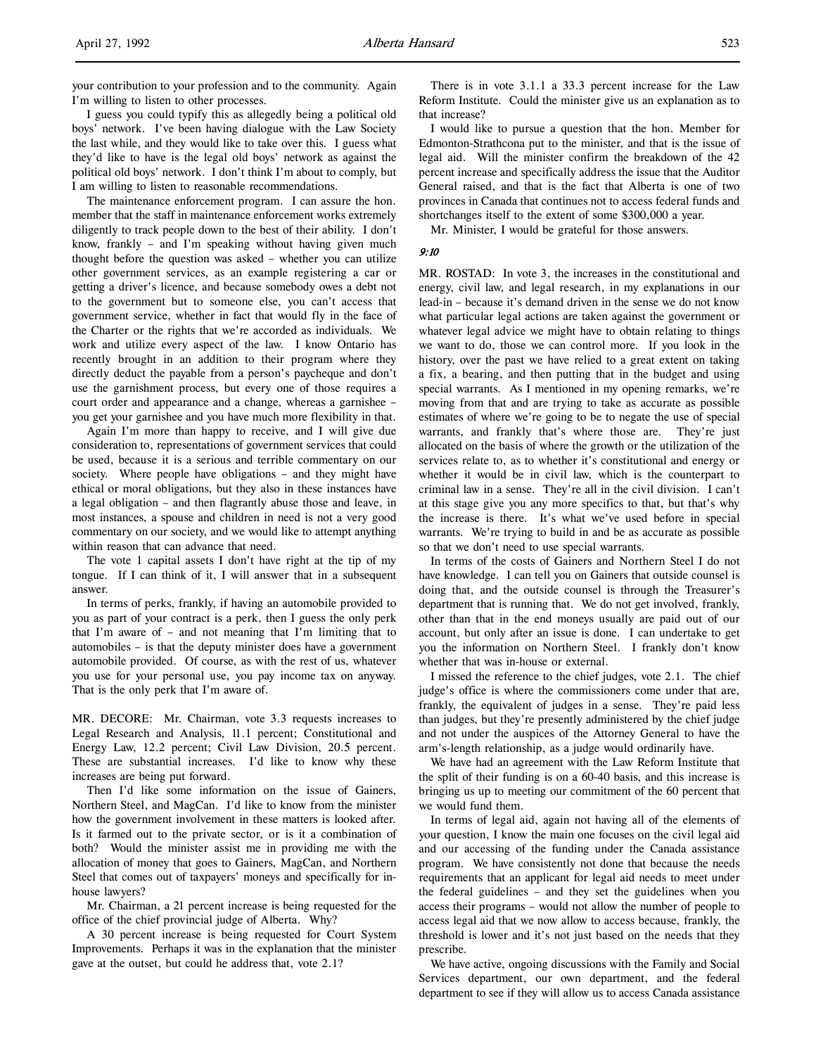your contribution to your profession and to the community. Again I'm willing to listen to other processes.

I guess you could typify this as allegedly being a political old boys' network. I've been having dialogue with the Law Society the last while, and they would like to take over this. I guess what they'd like to have is the legal old boys' network as against the political old boys' network. I don't think I'm about to comply, but I am willing to listen to reasonable recommendations.

The maintenance enforcement program. I can assure the hon. member that the staff in maintenance enforcement works extremely diligently to track people down to the best of their ability. I don't know, frankly – and I'm speaking without having given much thought before the question was asked – whether you can utilize other government services, as an example registering a car or getting a driver's licence, and because somebody owes a debt not to the government but to someone else, you can't access that government service, whether in fact that would fly in the face of the Charter or the rights that we're accorded as individuals. We work and utilize every aspect of the law. I know Ontario has recently brought in an addition to their program where they directly deduct the payable from a person's paycheque and don't use the garnishment process, but every one of those requires a court order and appearance and a change, whereas a garnishee – you get your garnishee and you have much more flexibility in that.

Again I'm more than happy to receive, and I will give due consideration to, representations of government services that could be used, because it is a serious and terrible commentary on our society. Where people have obligations – and they might have ethical or moral obligations, but they also in these instances have a legal obligation – and then flagrantly abuse those and leave, in most instances, a spouse and children in need is not a very good commentary on our society, and we would like to attempt anything within reason that can advance that need.

The vote 1 capital assets I don't have right at the tip of my tongue. If I can think of it, I will answer that in a subsequent answer.

In terms of perks, frankly, if having an automobile provided to you as part of your contract is a perk, then I guess the only perk that I'm aware of – and not meaning that I'm limiting that to automobiles – is that the deputy minister does have a government automobile provided. Of course, as with the rest of us, whatever you use for your personal use, you pay income tax on anyway. That is the only perk that I'm aware of.

MR. DECORE: Mr. Chairman, vote 3.3 requests increases to Legal Research and Analysis, 11.1 percent; Constitutional and Energy Law, 12.2 percent; Civil Law Division, 20.5 percent. These are substantial increases. I'd like to know why these increases are being put forward.

Then I'd like some information on the issue of Gainers, Northern Steel, and MagCan. I'd like to know from the minister how the government involvement in these matters is looked after. Is it farmed out to the private sector, or is it a combination of both? Would the minister assist me in providing me with the allocation of money that goes to Gainers, MagCan, and Northern Steel that comes out of taxpayers' moneys and specifically for in-house lawyers?

Mr. Chairman, a 21 percent increase is being requested for the office of the chief provincial judge of Alberta. Why?

A 30 percent increase is being requested for Court System Improvements. Perhaps it was in the explanation that the minister gave at the outset, but could he address that, vote 2.1?

There is in vote 3.1.1 a 33.3 percent increase for the Law Reform Institute. Could the minister give us an explanation as to that increase?

I would like to pursue a question that the hon. Member for Edmonton-Strathcona put to the minister, and that is the issue of legal aid. Will the minister confirm the breakdown of the 42 percent increase and specifically address the issue that the Auditor General raised, and that is the fact that Alberta is one of two provinces in Canada that continues not to access federal funds and shortchanges itself to the extent of some $300,000 a year.

Mr. Minister, I would be grateful for those answers.

*9:10*

MR. ROSTAD: In vote 3, the increases in the constitutional and energy, civil law, and legal research, in my explanations in our lead-in – because it's demand driven in the sense we do not know what particular legal actions are taken against the government or whatever legal advice we might have to obtain relating to things we want to do, those we can control more. If you look in the history, over the past we have relied to a great extent on taking a fix, a bearing, and then putting that in the budget and using special warrants. As I mentioned in my opening remarks, we're moving from that and are trying to take as accurate as possible estimates of where we're going to be to negate the use of special warrants, and frankly that's where those are. They're just allocated on the basis of where the growth or the utilization of the services relate to, as to whether it's constitutional and energy or whether it would be in civil law, which is the counterpart to criminal law in a sense. They're all in the civil division. I can't at this stage give you any more specifics to that, but that's why the increase is there. It's what we've used before in special warrants. We're trying to build in and be as accurate as possible so that we don't need to use special warrants.

In terms of the costs of Gainers and Northern Steel I do not have knowledge. I can tell you on Gainers that outside counsel is doing that, and the outside counsel is through the Treasurer's department that is running that. We do not get involved, frankly, other than that in the end moneys usually are paid out of our account, but only after an issue is done. I can undertake to get you the information on Northern Steel. I frankly don't know whether that was in-house or external.

I missed the reference to the chief judges, vote 2.1. The chief judge's office is where the commissioners come under that are, frankly, the equivalent of judges in a sense. They're paid less than judges, but they're presently administered by the chief judge and not under the auspices of the Attorney General to have the arm's-length relationship, as a judge would ordinarily have.

We have had an agreement with the Law Reform Institute that the split of their funding is on a 60-40 basis, and this increase is bringing us up to meeting our commitment of the 60 percent that we would fund them.

In terms of legal aid, again not having all of the elements of your question, I know the main one focuses on the civil legal aid and our accessing of the funding under the Canada assistance program. We have consistently not done that because the needs requirements that an applicant for legal aid needs to meet under the federal guidelines – and they set the guidelines when you access their programs – would not allow the number of people to access legal aid that we now allow to access because, frankly, the threshold is lower and it's not just based on the needs that they prescribe.

We have active, ongoing discussions with the Family and Social Services department, our own department, and the federal department to see if they will allow us to access Canada assistance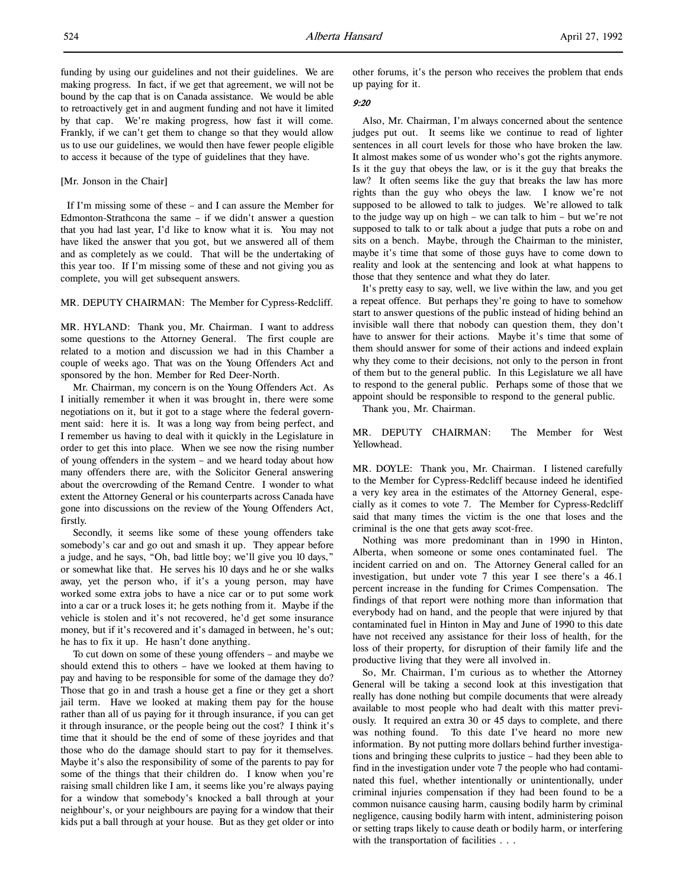funding by using our guidelines and not their guidelines. We are making progress. In fact, if we get that agreement, we will not be bound by the cap that is on Canada assistance. We would be able to retroactively get in and augment funding and not have it limited by that cap. We're making progress, how fast it will come. Frankly, if we can't get them to change so that they would allow us to use our guidelines, we would then have fewer people eligible to access it because of the type of guidelines that they have.

[Mr. Jonson in the Chair]

If I'm missing some of these – and I can assure the Member for Edmonton-Strathcona the same – if we didn't answer a question that you had last year, I'd like to know what it is. You may not have liked the answer that you got, but we answered all of them and as completely as we could. That will be the undertaking of this year too. If I'm missing some of these and not giving you as complete, you will get subsequent answers.

MR. DEPUTY CHAIRMAN: The Member for Cypress-Redcliff.

MR. HYLAND: Thank you, Mr. Chairman. I want to address some questions to the Attorney General. The first couple are related to a motion and discussion we had in this Chamber a couple of weeks ago. That was on the Young Offenders Act and sponsored by the hon. Member for Red Deer-North.

Mr. Chairman, my concern is on the Young Offenders Act. As I initially remember it when it was brought in, there were some negotiations on it, but it got to a stage where the federal government said: here it is. It was a long way from being perfect, and I remember us having to deal with it quickly in the Legislature in order to get this into place. When we see now the rising number of young offenders in the system – and we heard today about how many offenders there are, with the Solicitor General answering about the overcrowding of the Remand Centre. I wonder to what extent the Attorney General or his counterparts across Canada have gone into discussions on the review of the Young Offenders Act, firstly.

Secondly, it seems like some of these young offenders take somebody's car and go out and smash it up. They appear before a judge, and he says, "Oh, bad little boy; we'll give you 10 days," or somewhat like that. He serves his 10 days and he or she walks away, yet the person who, if it's a young person, may have worked some extra jobs to have a nice car or to put some work into a car or a truck loses it; he gets nothing from it. Maybe if the vehicle is stolen and it's not recovered, he'd get some insurance money, but if it's recovered and it's damaged in between, he's out; he has to fix it up. He hasn't done anything.

To cut down on some of these young offenders – and maybe we should extend this to others – have we looked at them having to pay and having to be responsible for some of the damage they do? Those that go in and trash a house get a fine or they get a short jail term. Have we looked at making them pay for the house rather than all of us paying for it through insurance, if you can get it through insurance, or the people being out the cost? I think it's time that it should be the end of some of these joyrides and that those who do the damage should start to pay for it themselves. Maybe it's also the responsibility of some of the parents to pay for some of the things that their children do. I know when you're raising small children like I am, it seems like you're always paying for a window that somebody's knocked a ball through at your neighbour's, or your neighbours are paying for a window that their kids put a ball through at your house. But as they get older or into other forums, it's the person who receives the problem that ends up paying for it.

*9:20*

Also, Mr. Chairman, I'm always concerned about the sentence judges put out. It seems like we continue to read of lighter sentences in all court levels for those who have broken the law. It almost makes some of us wonder who's got the rights anymore. Is it the guy that obeys the law, or is it the guy that breaks the law? It often seems like the guy that breaks the law has more rights than the guy who obeys the law. I know we're not supposed to be allowed to talk to judges. We're allowed to talk to the judge way up on high – we can talk to him – but we're not supposed to talk to or talk about a judge that puts a robe on and sits on a bench. Maybe, through the Chairman to the minister, maybe it's time that some of those guys have to come down to reality and look at the sentencing and look at what happens to those that they sentence and what they do later.

It's pretty easy to say, well, we live within the law, and you get a repeat offence. But perhaps they're going to have to somehow start to answer questions of the public instead of hiding behind an invisible wall there that nobody can question them, they don't have to answer for their actions. Maybe it's time that some of them should answer for some of their actions and indeed explain why they come to their decisions, not only to the person in front of them but to the general public. In this Legislature we all have to respond to the general public. Perhaps some of those that we appoint should be responsible to respond to the general public.

Thank you, Mr. Chairman.

MR. DEPUTY CHAIRMAN: The Member for West Yellowhead.

MR. DOYLE: Thank you, Mr. Chairman. I listened carefully to the Member for Cypress-Redcliff because indeed he identified a very key area in the estimates of the Attorney General, especially as it comes to vote 7. The Member for Cypress-Redcliff said that many times the victim is the one that loses and the criminal is the one that gets away scot-free.

Nothing was more predominant than in 1990 in Hinton, Alberta, when someone or some ones contaminated fuel. The incident carried on and on. The Attorney General called for an investigation, but under vote 7 this year I see there's a 46.1 percent increase in the funding for Crimes Compensation. The findings of that report were nothing more than information that everybody had on hand, and the people that were injured by that contaminated fuel in Hinton in May and June of 1990 to this date have not received any assistance for their loss of health, for the loss of their property, for disruption of their family life and the productive living that they were all involved in.

So, Mr. Chairman, I'm curious as to whether the Attorney General will be taking a second look at this investigation that really has done nothing but compile documents that were already available to most people who had dealt with this matter previously. It required an extra 30 or 45 days to complete, and there was nothing found. To this date I've heard no more new information. By not putting more dollars behind further investigations and bringing these culprits to justice – had they been able to find in the investigation under vote 7 the people who had contaminated this fuel, whether intentionally or unintentionally, under criminal injuries compensation if they had been found to be a common nuisance causing harm, causing bodily harm by criminal negligence, causing bodily harm with intent, administering poison or setting traps likely to cause death or bodily harm, or interfering with the transportation of facilities . . .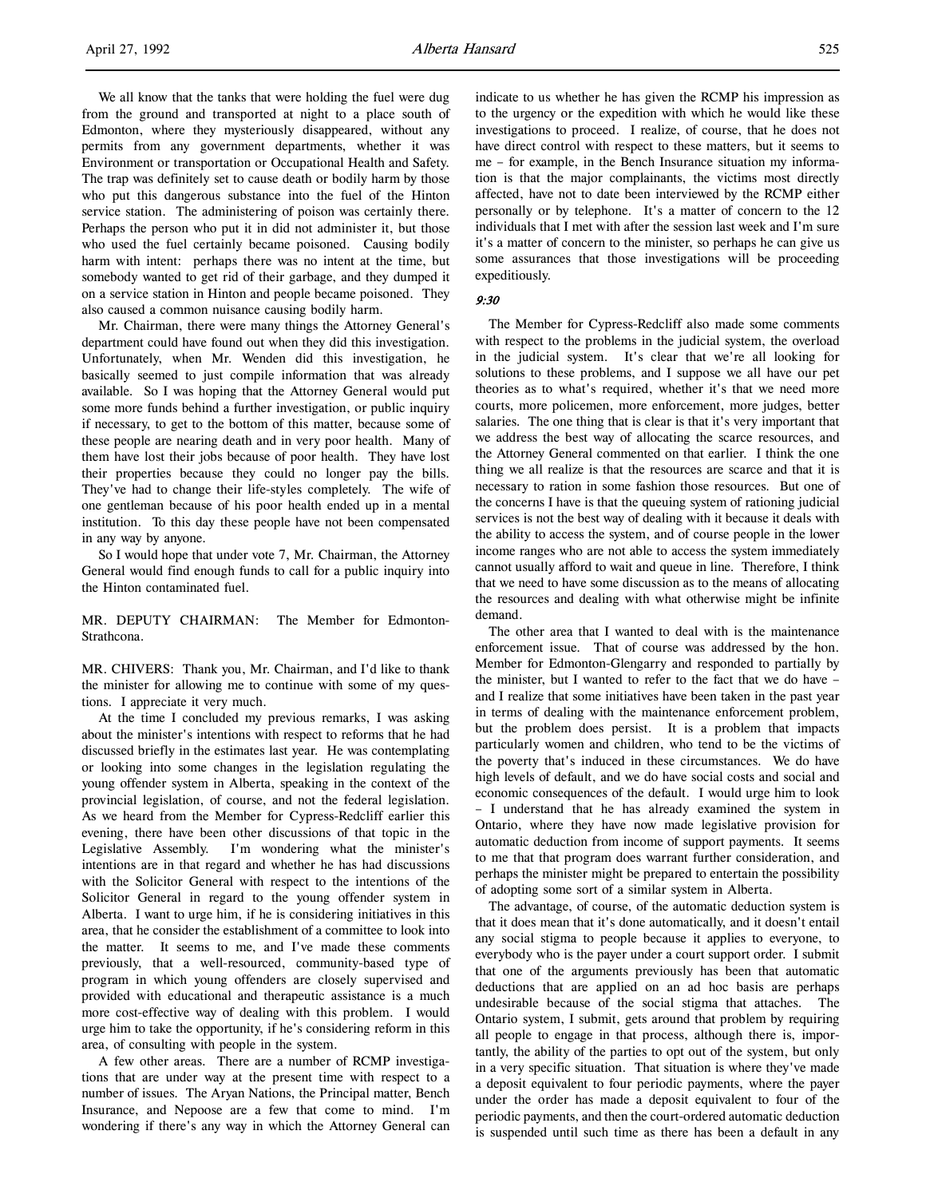We all know that the tanks that were holding the fuel were dug from the ground and transported at night to a place south of Edmonton, where they mysteriously disappeared, without any permits from any government departments, whether it was Environment or transportation or Occupational Health and Safety. The trap was definitely set to cause death or bodily harm by those who put this dangerous substance into the fuel of the Hinton service station. The administering of poison was certainly there. Perhaps the person who put it in did not administer it, but those who used the fuel certainly became poisoned. Causing bodily harm with intent: perhaps there was no intent at the time, but somebody wanted to get rid of their garbage, and they dumped it on a service station in Hinton and people became poisoned. They also caused a common nuisance causing bodily harm.

Mr. Chairman, there were many things the Attorney General's department could have found out when they did this investigation. Unfortunately, when Mr. Wenden did this investigation, he basically seemed to just compile information that was already available. So I was hoping that the Attorney General would put some more funds behind a further investigation, or public inquiry if necessary, to get to the bottom of this matter, because some of these people are nearing death and in very poor health. Many of them have lost their jobs because of poor health. They have lost their properties because they could no longer pay the bills. They've had to change their life-styles completely. The wife of one gentleman because of his poor health ended up in a mental institution. To this day these people have not been compensated in any way by anyone.

So I would hope that under vote 7, Mr. Chairman, the Attorney General would find enough funds to call for a public inquiry into the Hinton contaminated fuel.

MR. DEPUTY CHAIRMAN: The Member for Edmonton-Strathcona.

MR. CHIVERS: Thank you, Mr. Chairman, and I'd like to thank the minister for allowing me to continue with some of my questions. I appreciate it very much.

At the time I concluded my previous remarks, I was asking about the minister's intentions with respect to reforms that he had discussed briefly in the estimates last year. He was contemplating or looking into some changes in the legislation regulating the young offender system in Alberta, speaking in the context of the provincial legislation, of course, and not the federal legislation. As we heard from the Member for Cypress-Redcliff earlier this evening, there have been other discussions of that topic in the Legislative Assembly. I'm wondering what the minister's intentions are in that regard and whether he has had discussions with the Solicitor General with respect to the intentions of the Solicitor General in regard to the young offender system in Alberta. I want to urge him, if he is considering initiatives in this area, that he consider the establishment of a committee to look into the matter. It seems to me, and I've made these comments previously, that a well-resourced, community-based type of program in which young offenders are closely supervised and provided with educational and therapeutic assistance is a much more cost-effective way of dealing with this problem. I would urge him to take the opportunity, if he's considering reform in this area, of consulting with people in the system.

A few other areas. There are a number of RCMP investigations that are under way at the present time with respect to a number of issues. The Aryan Nations, the Principal matter, Bench Insurance, and Nepoose are a few that come to mind. I'm wondering if there's any way in which the Attorney General can indicate to us whether he has given the RCMP his impression as to the urgency or the expedition with which he would like these investigations to proceed. I realize, of course, that he does not have direct control with respect to these matters, but it seems to me – for example, in the Bench Insurance situation my information is that the major complainants, the victims most directly affected, have not to date been interviewed by the RCMP either personally or by telephone. It's a matter of concern to the 12 individuals that I met with after the session last week and I'm sure it's a matter of concern to the minister, so perhaps he can give us some assurances that those investigations will be proceeding expeditiously.

*9:30*

The Member for Cypress-Redcliff also made some comments with respect to the problems in the judicial system, the overload in the judicial system. It's clear that we're all looking for solutions to these problems, and I suppose we all have our pet theories as to what's required, whether it's that we need more courts, more policemen, more enforcement, more judges, better salaries. The one thing that is clear is that it's very important that we address the best way of allocating the scarce resources, and the Attorney General commented on that earlier. I think the one thing we all realize is that the resources are scarce and that it is necessary to ration in some fashion those resources. But one of the concerns I have is that the queuing system of rationing judicial services is not the best way of dealing with it because it deals with the ability to access the system, and of course people in the lower income ranges who are not able to access the system immediately cannot usually afford to wait and queue in line. Therefore, I think that we need to have some discussion as to the means of allocating the resources and dealing with what otherwise might be infinite demand.

The other area that I wanted to deal with is the maintenance enforcement issue. That of course was addressed by the hon. Member for Edmonton-Glengarry and responded to partially by the minister, but I wanted to refer to the fact that we do have – and I realize that some initiatives have been taken in the past year in terms of dealing with the maintenance enforcement problem, but the problem does persist. It is a problem that impacts particularly women and children, who tend to be the victims of the poverty that's induced in these circumstances. We do have high levels of default, and we do have social costs and social and economic consequences of the default. I would urge him to look – I understand that he has already examined the system in Ontario, where they have now made legislative provision for automatic deduction from income of support payments. It seems to me that that program does warrant further consideration, and perhaps the minister might be prepared to entertain the possibility of adopting some sort of a similar system in Alberta.

The advantage, of course, of the automatic deduction system is that it does mean that it's done automatically, and it doesn't entail any social stigma to people because it applies to everyone, to everybody who is the payer under a court support order. I submit that one of the arguments previously has been that automatic deductions that are applied on an ad hoc basis are perhaps undesirable because of the social stigma that attaches. The Ontario system, I submit, gets around that problem by requiring all people to engage in that process, although there is, importantly, the ability of the parties to opt out of the system, but only in a very specific situation. That situation is where they've made a deposit equivalent to four periodic payments, where the payer under the order has made a deposit equivalent to four of the periodic payments, and then the court-ordered automatic deduction is suspended until such time as there has been a default in any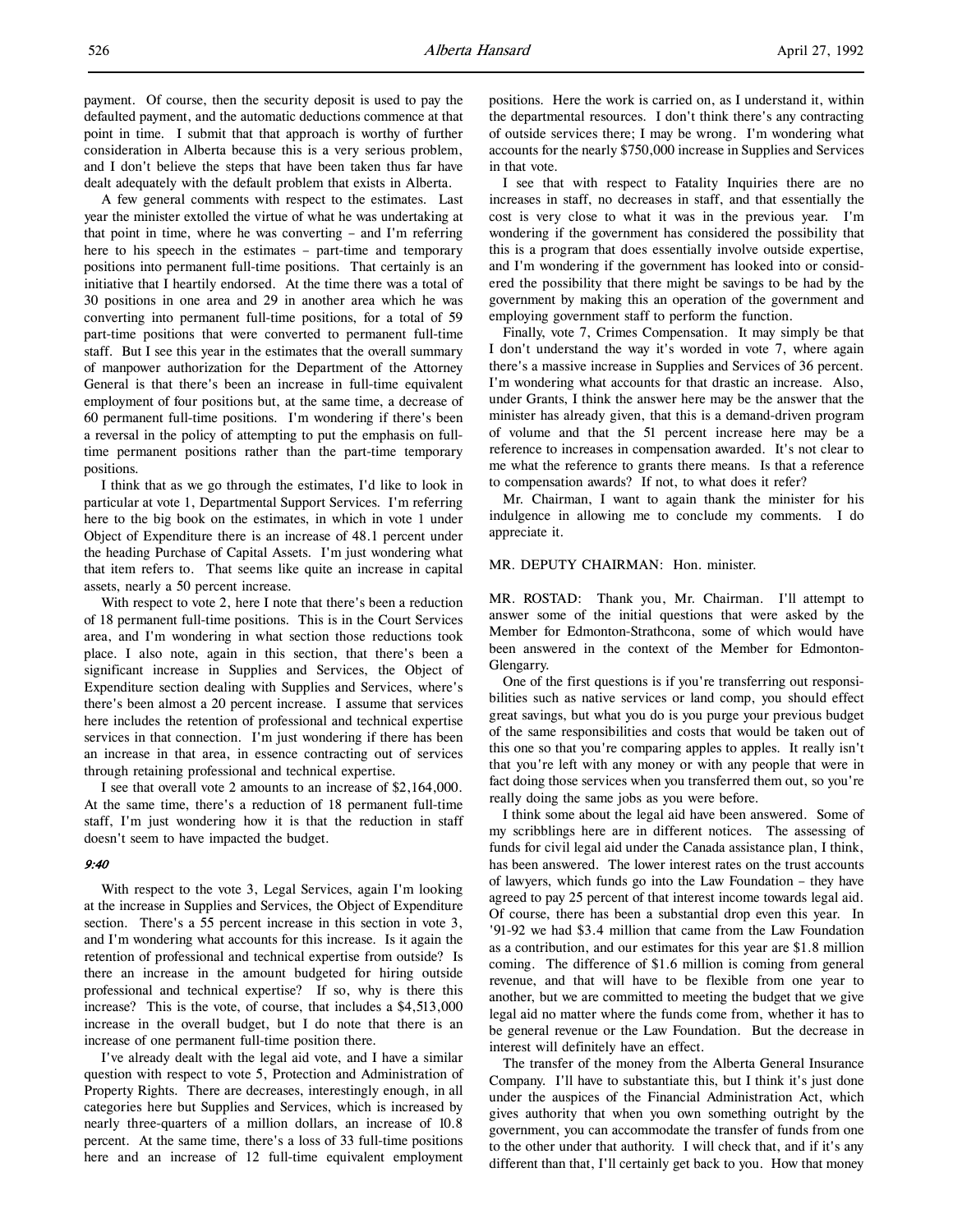payment. Of course, then the security deposit is used to pay the defaulted payment, and the automatic deductions commence at that point in time. I submit that that approach is worthy of further consideration in Alberta because this is a very serious problem, and I don't believe the steps that have been taken thus far have dealt adequately with the default problem that exists in Alberta.

A few general comments with respect to the estimates. Last year the minister extolled the virtue of what he was undertaking at that point in time, where he was converting – and I'm referring here to his speech in the estimates – part-time and temporary positions into permanent full-time positions. That certainly is an initiative that I heartily endorsed. At the time there was a total of 30 positions in one area and 29 in another area which he was converting into permanent full-time positions, for a total of 59 part-time positions that were converted to permanent full-time staff. But I see this year in the estimates that the overall summary of manpower authorization for the Department of the Attorney General is that there's been an increase in full-time equivalent employment of four positions but, at the same time, a decrease of 60 permanent full-time positions. I'm wondering if there's been a reversal in the policy of attempting to put the emphasis on full-time permanent positions rather than the part-time temporary positions.

I think that as we go through the estimates, I'd like to look in particular at vote 1, Departmental Support Services. I'm referring here to the big book on the estimates, in which in vote 1 under Object of Expenditure there is an increase of 48.1 percent under the heading Purchase of Capital Assets. I'm just wondering what that item refers to. That seems like quite an increase in capital assets, nearly a 50 percent increase.

With respect to vote 2, here I note that there's been a reduction of 18 permanent full-time positions. This is in the Court Services area, and I'm wondering in what section those reductions took place. I also note, again in this section, that there's been a significant increase in Supplies and Services, the Object of Expenditure section dealing with Supplies and Services, where's there's been almost a 20 percent increase. I assume that services here includes the retention of professional and technical expertise services in that connection. I'm just wondering if there has been an increase in that area, in essence contracting out of services through retaining professional and technical expertise.

I see that overall vote 2 amounts to an increase of $2,164,000. At the same time, there's a reduction of 18 permanent full-time staff, I'm just wondering how it is that the reduction in staff doesn't seem to have impacted the budget.

*9:40*

With respect to the vote 3, Legal Services, again I'm looking at the increase in Supplies and Services, the Object of Expenditure section. There's a 55 percent increase in this section in vote 3, and I'm wondering what accounts for this increase. Is it again the retention of professional and technical expertise from outside? Is there an increase in the amount budgeted for hiring outside professional and technical expertise? If so, why is there this increase? This is the vote, of course, that includes a $4,513,000 increase in the overall budget, but I do note that there is an increase of one permanent full-time position there.

I've already dealt with the legal aid vote, and I have a similar question with respect to vote 5, Protection and Administration of Property Rights. There are decreases, interestingly enough, in all categories here but Supplies and Services, which is increased by nearly three-quarters of a million dollars, an increase of 10.8 percent. At the same time, there's a loss of 33 full-time positions here and an increase of 12 full-time equivalent employment positions. Here the work is carried on, as I understand it, within the departmental resources. I don't think there's any contracting of outside services there; I may be wrong. I'm wondering what accounts for the nearly $750,000 increase in Supplies and Services in that vote.

I see that with respect to Fatality Inquiries there are no increases in staff, no decreases in staff, and that essentially the cost is very close to what it was in the previous year. I'm wondering if the government has considered the possibility that this is a program that does essentially involve outside expertise, and I'm wondering if the government has looked into or considered the possibility that there might be savings to be had by the government by making this an operation of the government and employing government staff to perform the function.

Finally, vote 7, Crimes Compensation. It may simply be that I don't understand the way it's worded in vote 7, where again there's a massive increase in Supplies and Services of 36 percent. I'm wondering what accounts for that drastic an increase. Also, under Grants, I think the answer here may be the answer that the minister has already given, that this is a demand-driven program of volume and that the 51 percent increase here may be a reference to increases in compensation awarded. It's not clear to me what the reference to grants there means. Is that a reference to compensation awards? If not, to what does it refer?

Mr. Chairman, I want to again thank the minister for his indulgence in allowing me to conclude my comments. I do appreciate it.

MR. DEPUTY CHAIRMAN: Hon. minister.

MR. ROSTAD: Thank you, Mr. Chairman. I'll attempt to answer some of the initial questions that were asked by the Member for Edmonton-Strathcona, some of which would have been answered in the context of the Member for Edmonton-Glengarry.

One of the first questions is if you're transferring out responsibilities such as native services or land comp, you should effect great savings, but what you do is you purge your previous budget of the same responsibilities and costs that would be taken out of this one so that you're comparing apples to apples. It really isn't that you're left with any money or with any people that were in fact doing those services when you transferred them out, so you're really doing the same jobs as you were before.

I think some about the legal aid have been answered. Some of my scribblings here are in different notices. The assessing of funds for civil legal aid under the Canada assistance plan, I think, has been answered. The lower interest rates on the trust accounts of lawyers, which funds go into the Law Foundation – they have agreed to pay 25 percent of that interest income towards legal aid. Of course, there has been a substantial drop even this year. In '91-92 we had $3.4 million that came from the Law Foundation as a contribution, and our estimates for this year are $1.8 million coming. The difference of $1.6 million is coming from general revenue, and that will have to be flexible from one year to another, but we are committed to meeting the budget that we give legal aid no matter where the funds come from, whether it has to be general revenue or the Law Foundation. But the decrease in interest will definitely have an effect.

The transfer of the money from the Alberta General Insurance Company. I'll have to substantiate this, but I think it's just done under the auspices of the Financial Administration Act, which gives authority that when you own something outright by the government, you can accommodate the transfer of funds from one to the other under that authority. I will check that, and if it's any different than that, I'll certainly get back to you. How that money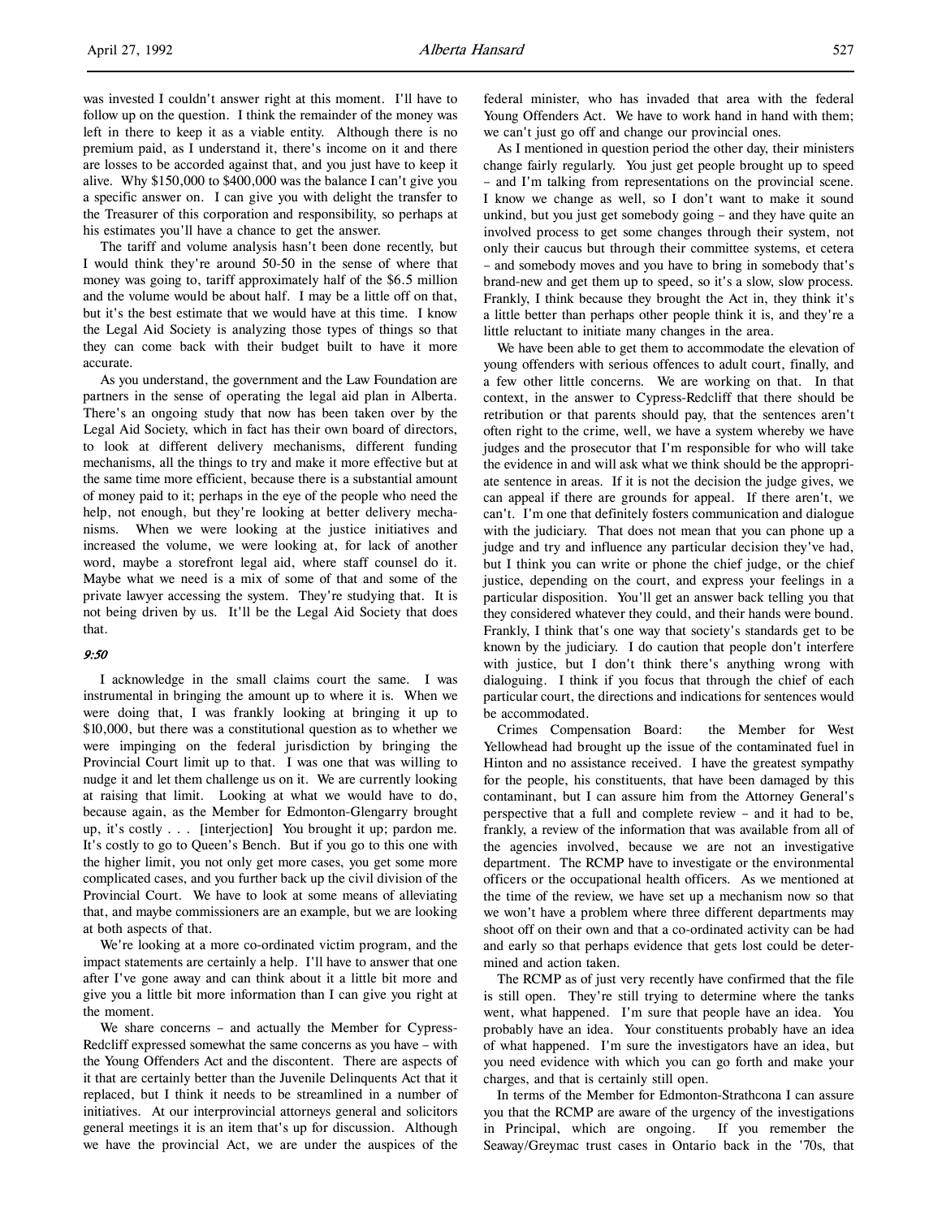was invested I couldn't answer right at this moment. I'll have to follow up on the question. I think the remainder of the money was left in there to keep it as a viable entity. Although there is no premium paid, as I understand it, there's income on it and there are losses to be accorded against that, and you just have to keep it alive. Why $150,000 to $400,000 was the balance I can't give you a specific answer on. I can give you with delight the transfer to the Treasurer of this corporation and responsibility, so perhaps at his estimates you'll have a chance to get the answer.

The tariff and volume analysis hasn't been done recently, but I would think they're around 50-50 in the sense of where that money was going to, tariff approximately half of the $6.5 million and the volume would be about half. I may be a little off on that, but it's the best estimate that we would have at this time. I know the Legal Aid Society is analyzing those types of things so that they can come back with their budget built to have it more accurate.

As you understand, the government and the Law Foundation are partners in the sense of operating the legal aid plan in Alberta. There's an ongoing study that now has been taken over by the Legal Aid Society, which in fact has their own board of directors, to look at different delivery mechanisms, different funding mechanisms, all the things to try and make it more effective but at the same time more efficient, because there is a substantial amount of money paid to it; perhaps in the eye of the people who need the help, not enough, but they're looking at better delivery mechanisms. When we were looking at the justice initiatives and increased the volume, we were looking at, for lack of another word, maybe a storefront legal aid, where staff counsel do it. Maybe what we need is a mix of some of that and some of the private lawyer accessing the system. They're studying that. It is not being driven by us. It'll be the Legal Aid Society that does that.

*9:50*

I acknowledge in the small claims court the same. I was instrumental in bringing the amount up to where it is. When we were doing that, I was frankly looking at bringing it up to $10,000, but there was a constitutional question as to whether we were impinging on the federal jurisdiction by bringing the Provincial Court limit up to that. I was one that was willing to nudge it and let them challenge us on it. We are currently looking at raising that limit. Looking at what we would have to do, because again, as the Member for Edmonton-Glengarry brought up, it's costly . . . [interjection] You brought it up; pardon me. It's costly to go to Queen's Bench. But if you go to this one with the higher limit, you not only get more cases, you get some more complicated cases, and you further back up the civil division of the Provincial Court. We have to look at some means of alleviating that, and maybe commissioners are an example, but we are looking at both aspects of that.

We're looking at a more co-ordinated victim program, and the impact statements are certainly a help. I'll have to answer that one after I've gone away and can think about it a little bit more and give you a little bit more information than I can give you right at the moment.

We share concerns – and actually the Member for Cypress-Redcliff expressed somewhat the same concerns as you have – with the Young Offenders Act and the discontent. There are aspects of it that are certainly better than the Juvenile Delinquents Act that it replaced, but I think it needs to be streamlined in a number of initiatives. At our interprovincial attorneys general and solicitors general meetings it is an item that's up for discussion. Although we have the provincial Act, we are under the auspices of the federal minister, who has invaded that area with the federal Young Offenders Act. We have to work hand in hand with them; we can't just go off and change our provincial ones.

As I mentioned in question period the other day, their ministers change fairly regularly. You just get people brought up to speed – and I'm talking from representations on the provincial scene. I know we change as well, so I don't want to make it sound unkind, but you just get somebody going – and they have quite an involved process to get some changes through their system, not only their caucus but through their committee systems, et cetera – and somebody moves and you have to bring in somebody that's brand-new and get them up to speed, so it's a slow, slow process. Frankly, I think because they brought the Act in, they think it's a little better than perhaps other people think it is, and they're a little reluctant to initiate many changes in the area.

We have been able to get them to accommodate the elevation of young offenders with serious offences to adult court, finally, and a few other little concerns. We are working on that. In that context, in the answer to Cypress-Redcliff that there should be retribution or that parents should pay, that the sentences aren't often right to the crime, well, we have a system whereby we have judges and the prosecutor that I'm responsible for who will take the evidence in and will ask what we think should be the appropriate sentence in areas. If it is not the decision the judge gives, we can appeal if there are grounds for appeal. If there aren't, we can't. I'm one that definitely fosters communication and dialogue with the judiciary. That does not mean that you can phone up a judge and try and influence any particular decision they've had, but I think you can write or phone the chief judge, or the chief justice, depending on the court, and express your feelings in a particular disposition. You'll get an answer back telling you that they considered whatever they could, and their hands were bound. Frankly, I think that's one way that society's standards get to be known by the judiciary. I do caution that people don't interfere with justice, but I don't think there's anything wrong with dialoguing. I think if you focus that through the chief of each particular court, the directions and indications for sentences would be accommodated.

Crimes Compensation Board: the Member for West Yellowhead had brought up the issue of the contaminated fuel in Hinton and no assistance received. I have the greatest sympathy for the people, his constituents, that have been damaged by this contaminant, but I can assure him from the Attorney General's perspective that a full and complete review – and it had to be, frankly, a review of the information that was available from all of the agencies involved, because we are not an investigative department. The RCMP have to investigate or the environmental officers or the occupational health officers. As we mentioned at the time of the review, we have set up a mechanism now so that we won't have a problem where three different departments may shoot off on their own and that a co-ordinated activity can be had and early so that perhaps evidence that gets lost could be determined and action taken.

The RCMP as of just very recently have confirmed that the file is still open. They're still trying to determine where the tanks went, what happened. I'm sure that people have an idea. You probably have an idea. Your constituents probably have an idea of what happened. I'm sure the investigators have an idea, but you need evidence with which you can go forth and make your charges, and that is certainly still open.

In terms of the Member for Edmonton-Strathcona I can assure you that the RCMP are aware of the urgency of the investigations in Principal, which are ongoing. If you remember the Seaway/Greymac trust cases in Ontario back in the '70s, that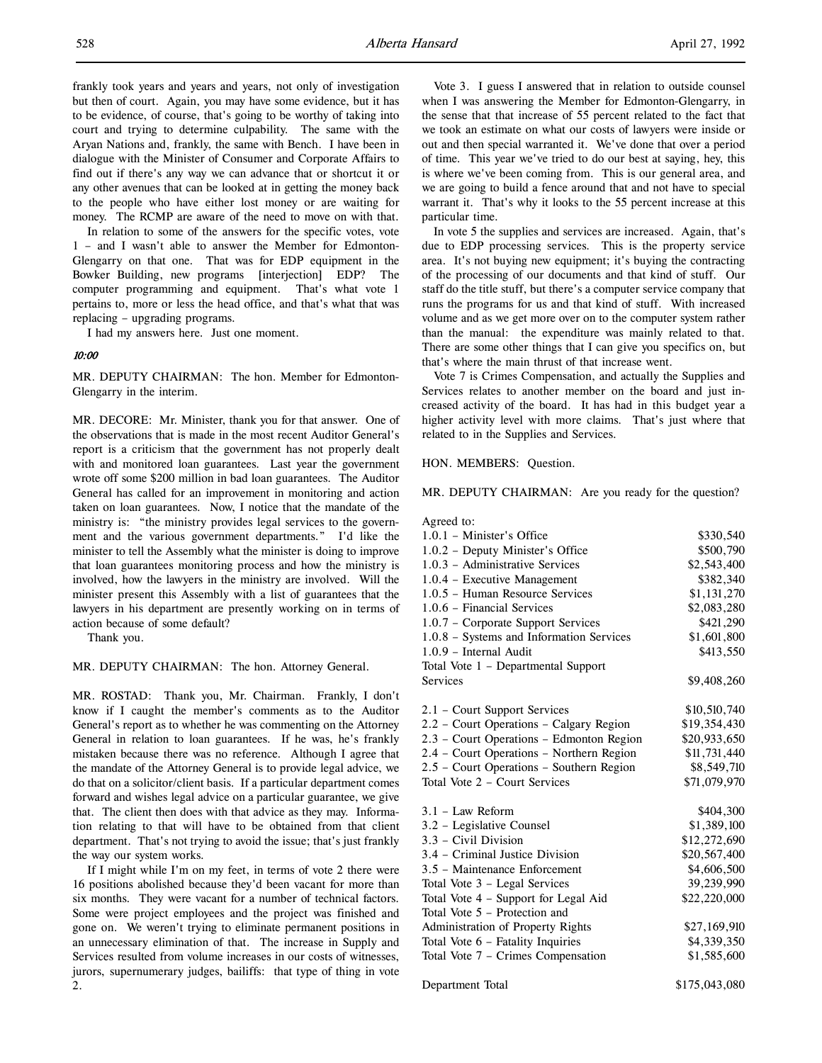frankly took years and years and years, not only of investigation but then of court. Again, you may have some evidence, but it has to be evidence, of course, that's going to be worthy of taking into court and trying to determine culpability. The same with the Aryan Nations and, frankly, the same with Bench. I have been in dialogue with the Minister of Consumer and Corporate Affairs to find out if there's any way we can advance that or shortcut it or any other avenues that can be looked at in getting the money back to the people who have either lost money or are waiting for money. The RCMP are aware of the need to move on with that.

In relation to some of the answers for the specific votes, vote 1 – and I wasn't able to answer the Member for Edmonton-Glengarry on that one. That was for EDP equipment in the Bowker Building, new programs [interjection] EDP? The computer programming and equipment. That's what vote 1 pertains to, more or less the head office, and that's what that was replacing – upgrading programs.

I had my answers here. Just one moment.

*10:00*

MR. DEPUTY CHAIRMAN: The hon. Member for Edmonton-Glengarry in the interim.

MR. DECORE: Mr. Minister, thank you for that answer. One of the observations that is made in the most recent Auditor General's report is a criticism that the government has not properly dealt with and monitored loan guarantees. Last year the government wrote off some $200 million in bad loan guarantees. The Auditor General has called for an improvement in monitoring and action taken on loan guarantees. Now, I notice that the mandate of the ministry is: "the ministry provides legal services to the government and the various government departments." I'd like the minister to tell the Assembly what the minister is doing to improve that loan guarantees monitoring process and how the ministry is involved, how the lawyers in the ministry are involved. Will the minister present this Assembly with a list of guarantees that the lawyers in his department are presently working on in terms of action because of some default?

Thank you.

MR. DEPUTY CHAIRMAN: The hon. Attorney General.

MR. ROSTAD: Thank you, Mr. Chairman. Frankly, I don't know if I caught the member's comments as to the Auditor General's report as to whether he was commenting on the Attorney General in relation to loan guarantees. If he was, he's frankly mistaken because there was no reference. Although I agree that the mandate of the Attorney General is to provide legal advice, we do that on a solicitor/client basis. If a particular department comes forward and wishes legal advice on a particular guarantee, we give that. The client then does with that advice as they may. Information relating to that will have to be obtained from that client department. That's not trying to avoid the issue; that's just frankly the way our system works.

If I might while I'm on my feet, in terms of vote 2 there were 16 positions abolished because they'd been vacant for more than six months. They were vacant for a number of technical factors. Some were project employees and the project was finished and gone on. We weren't trying to eliminate permanent positions in an unnecessary elimination of that. The increase in Supply and Services resulted from volume increases in our costs of witnesses, jurors, supernumerary judges, bailiffs: that type of thing in vote 2.

Vote 3. I guess I answered that in relation to outside counsel when I was answering the Member for Edmonton-Glengarry, in the sense that that increase of 55 percent related to the fact that we took an estimate on what our costs of lawyers were inside or out and then special warranted it. We've done that over a period of time. This year we've tried to do our best at saying, hey, this is where we've been coming from. This is our general area, and we are going to build a fence around that and not have to special warrant it. That's why it looks to the 55 percent increase at this particular time.

In vote 5 the supplies and services are increased. Again, that's due to EDP processing services. This is the property service area. It's not buying new equipment; it's buying the contracting of the processing of our documents and that kind of stuff. Our staff do the title stuff, but there's a computer service company that runs the programs for us and that kind of stuff. With increased volume and as we get more over on to the computer system rather than the manual: the expenditure was mainly related to that. There are some other things that I can give you specifics on, but that's where the main thrust of that increase went.

Vote 7 is Crimes Compensation, and actually the Supplies and Services relates to another member on the board and just increased activity of the board. It has had in this budget year a higher activity level with more claims. That's just where that related to in the Supplies and Services.

HON. MEMBERS: Question.

MR. DEPUTY CHAIRMAN: Are you ready for the question?

Agreed to:

| | |
|---|---|
| 1.0.1 – Minister's Office | $330,540 |
| 1.0.2 – Deputy Minister's Office | $500,790 |
| 1.0.3 – Administrative Services | $2,543,400 |
| 1.0.4 – Executive Management | $382,340 |
| 1.0.5 – Human Resource Services | $1,131,270 |
| 1.0.6 – Financial Services | $2,083,280 |
| 1.0.7 – Corporate Support Services | $421,290 |
| 1.0.8 – Systems and Information Services | $1,601,800 |
| 1.0.9 – Internal Audit | $413,550 |
| Total Vote 1 – Departmental Support Services | $9,408,260 |
| | |
| 2.1 – Court Support Services | $10,510,740 |
| 2.2 – Court Operations – Calgary Region | $19,354,430 |
| 2.3 – Court Operations – Edmonton Region | $20,933,650 |
| 2.4 – Court Operations – Northern Region | $11,731,440 |
| 2.5 – Court Operations – Southern Region | $8,549,710 |
| Total Vote 2 – Court Services | $71,079,970 |
| | |
| 3.1 – Law Reform | $404,300 |
| 3.2 – Legislative Counsel | $1,389,100 |
| 3.3 – Civil Division | $12,272,690 |
| 3.4 – Criminal Justice Division | $20,567,400 |
| 3.5 – Maintenance Enforcement | $4,606,500 |
| Total Vote 3 – Legal Services | 39,239,990 |
| Total Vote 4 – Support for Legal Aid | $22,220,000 |
| Total Vote 5 – Protection and Administration of Property Rights | $27,169,910 |
| Total Vote 6 – Fatality Inquiries | $4,339,350 |
| Total Vote 7 – Crimes Compensation | $1,585,600 |
| | |
| Department Total | $175,043,080 |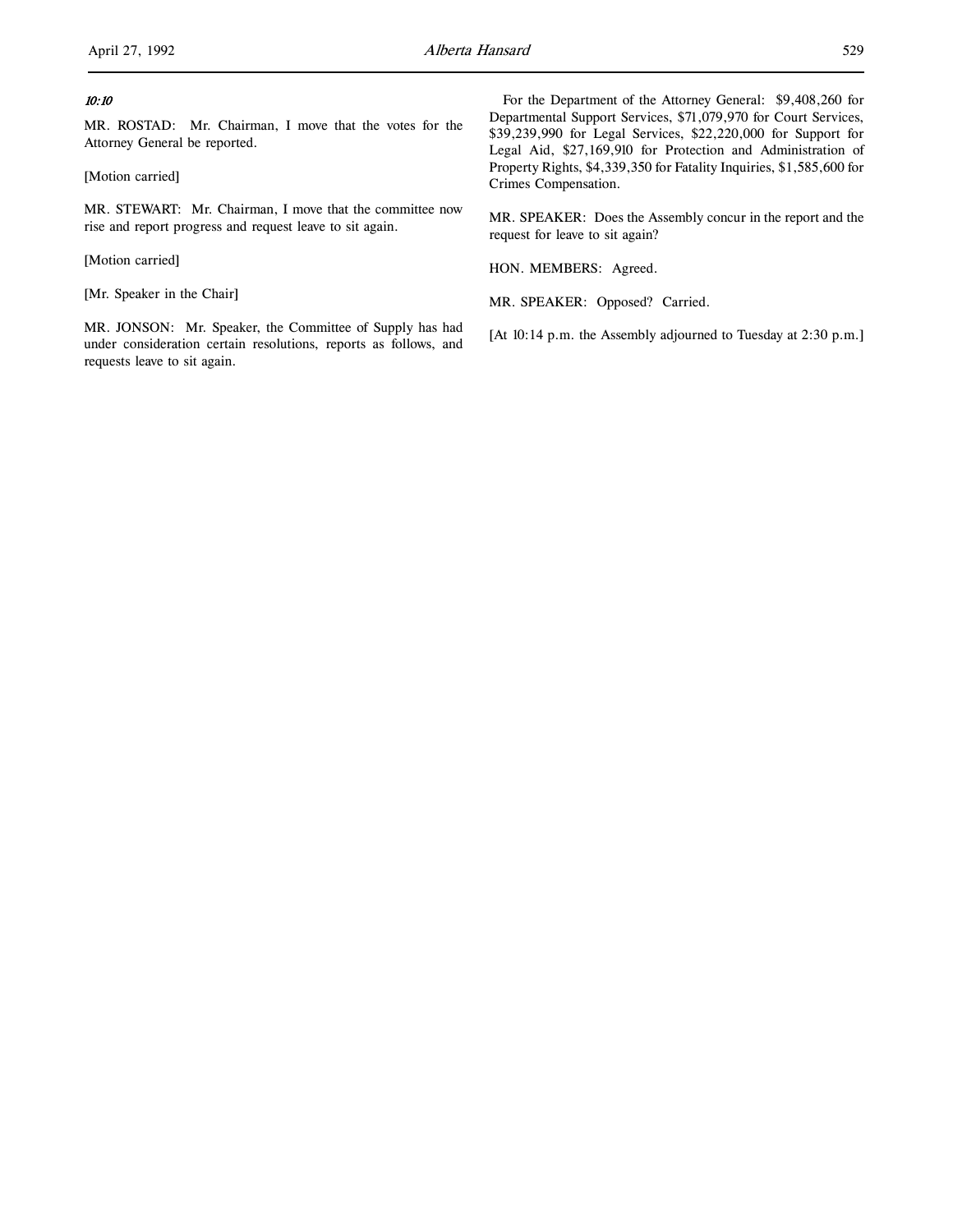*10:10*

MR. ROSTAD: Mr. Chairman, I move that the votes for the Attorney General be reported.

[Motion carried]

MR. STEWART: Mr. Chairman, I move that the committee now rise and report progress and request leave to sit again.

[Motion carried]

[Mr. Speaker in the Chair]

MR. JONSON: Mr. Speaker, the Committee of Supply has had under consideration certain resolutions, reports as follows, and requests leave to sit again.

For the Department of the Attorney General: $9,408,260 for Departmental Support Services, $71,079,970 for Court Services, $39,239,990 for Legal Services, $22,220,000 for Support for Legal Aid, $27,169,910 for Protection and Administration of Property Rights, $4,339,350 for Fatality Inquiries, $1,585,600 for Crimes Compensation.

MR. SPEAKER: Does the Assembly concur in the report and the request for leave to sit again?

HON. MEMBERS: Agreed.

MR. SPEAKER: Opposed? Carried.

[At 10:14 p.m. the Assembly adjourned to Tuesday at 2:30 p.m.]